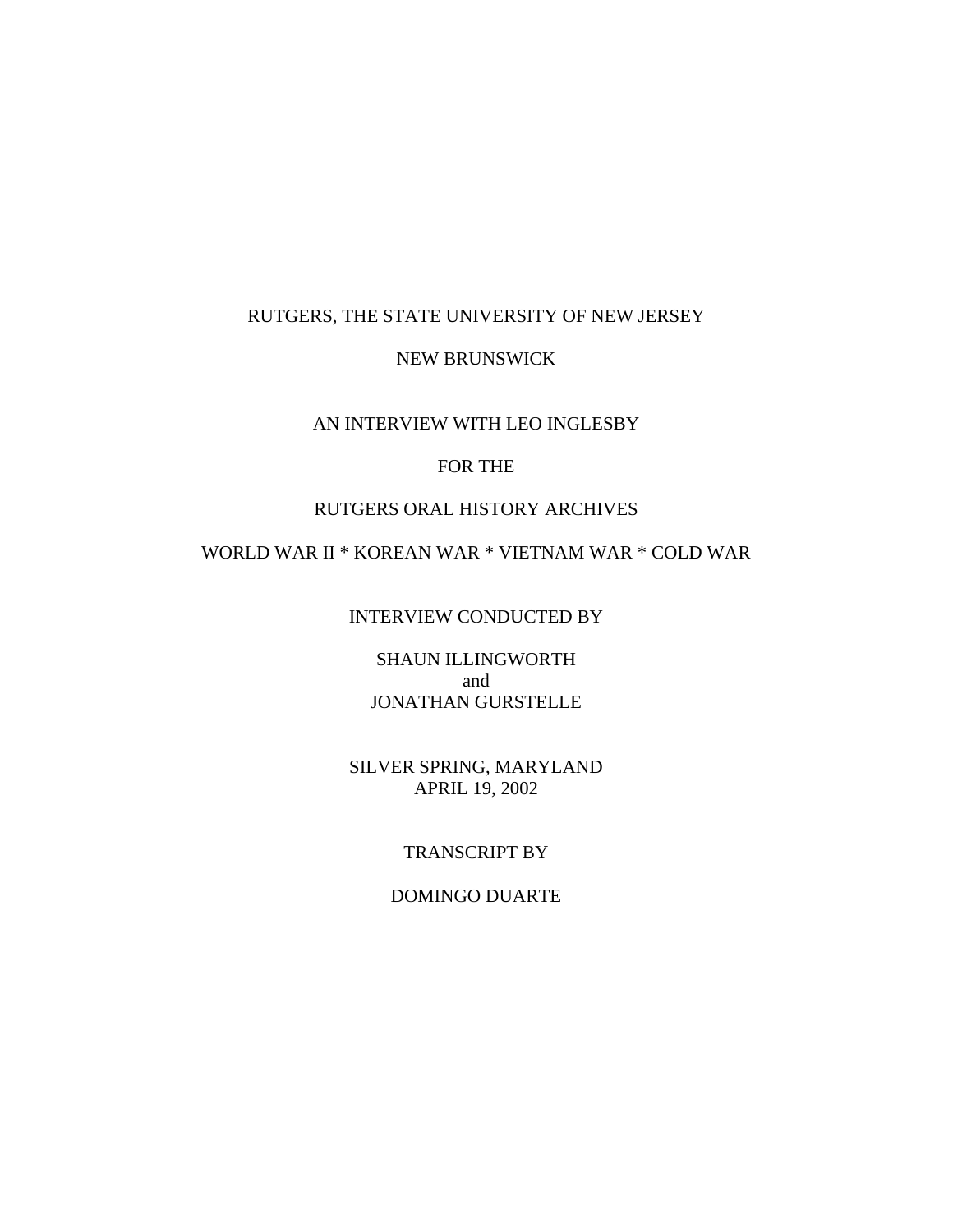RUTGERS, THE STATE UNIVERSITY OF NEW JERSEY

NEW BRUNSWICK

AN INTERVIEW WITH LEO INGLESBY

FOR THE

RUTGERS ORAL HISTORY ARCHIVES

WORLD WAR II * KOREAN WAR * VIETNAM WAR * COLD WAR

INTERVIEW CONDUCTED BY

SHAUN ILLINGWORTH
and
JONATHAN GURSTELLE

SILVER SPRING, MARYLAND
APRIL 19, 2002

TRANSCRIPT BY

DOMINGO DUARTE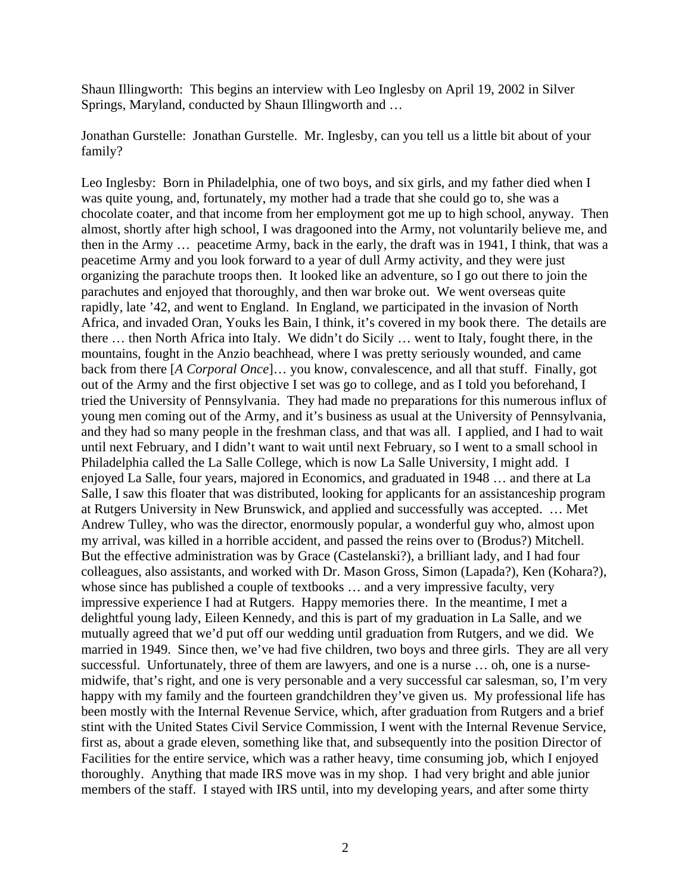Shaun Illingworth: This begins an interview with Leo Inglesby on April 19, 2002 in Silver Springs, Maryland, conducted by Shaun Illingworth and …

Jonathan Gurstelle: Jonathan Gurstelle. Mr. Inglesby, can you tell us a little bit about of your family?

Leo Inglesby: Born in Philadelphia, one of two boys, and six girls, and my father died when I was quite young, and, fortunately, my mother had a trade that she could go to, she was a chocolate coater, and that income from her employment got me up to high school, anyway. Then almost, shortly after high school, I was dragooned into the Army, not voluntarily believe me, and then in the Army … peacetime Army, back in the early, the draft was in 1941, I think, that was a peacetime Army and you look forward to a year of dull Army activity, and they were just organizing the parachute troops then. It looked like an adventure, so I go out there to join the parachutes and enjoyed that thoroughly, and then war broke out. We went overseas quite rapidly, late '42, and went to England. In England, we participated in the invasion of North Africa, and invaded Oran, Youks les Bain, I think, it's covered in my book there. The details are there … then North Africa into Italy. We didn't do Sicily … went to Italy, fought there, in the mountains, fought in the Anzio beachhead, where I was pretty seriously wounded, and came back from there [*A Corporal Once*]… you know, convalescence, and all that stuff. Finally, got out of the Army and the first objective I set was go to college, and as I told you beforehand, I tried the University of Pennsylvania. They had made no preparations for this numerous influx of young men coming out of the Army, and it's business as usual at the University of Pennsylvania, and they had so many people in the freshman class, and that was all. I applied, and I had to wait until next February, and I didn't want to wait until next February, so I went to a small school in Philadelphia called the La Salle College, which is now La Salle University, I might add. I enjoyed La Salle, four years, majored in Economics, and graduated in 1948 … and there at La Salle, I saw this floater that was distributed, looking for applicants for an assistanceship program at Rutgers University in New Brunswick, and applied and successfully was accepted. … Met Andrew Tulley, who was the director, enormously popular, a wonderful guy who, almost upon my arrival, was killed in a horrible accident, and passed the reins over to (Brodus?) Mitchell. But the effective administration was by Grace (Castelanski?), a brilliant lady, and I had four colleagues, also assistants, and worked with Dr. Mason Gross, Simon (Lapada?), Ken (Kohara?), whose since has published a couple of textbooks … and a very impressive faculty, very impressive experience I had at Rutgers. Happy memories there. In the meantime, I met a delightful young lady, Eileen Kennedy, and this is part of my graduation in La Salle, and we mutually agreed that we'd put off our wedding until graduation from Rutgers, and we did. We married in 1949. Since then, we've had five children, two boys and three girls. They are all very successful. Unfortunately, three of them are lawyers, and one is a nurse … oh, one is a nurse-midwife, that's right, and one is very personable and a very successful car salesman, so, I'm very happy with my family and the fourteen grandchildren they've given us. My professional life has been mostly with the Internal Revenue Service, which, after graduation from Rutgers and a brief stint with the United States Civil Service Commission, I went with the Internal Revenue Service, first as, about a grade eleven, something like that, and subsequently into the position Director of Facilities for the entire service, which was a rather heavy, time consuming job, which I enjoyed thoroughly. Anything that made IRS move was in my shop. I had very bright and able junior members of the staff. I stayed with IRS until, into my developing years, and after some thirty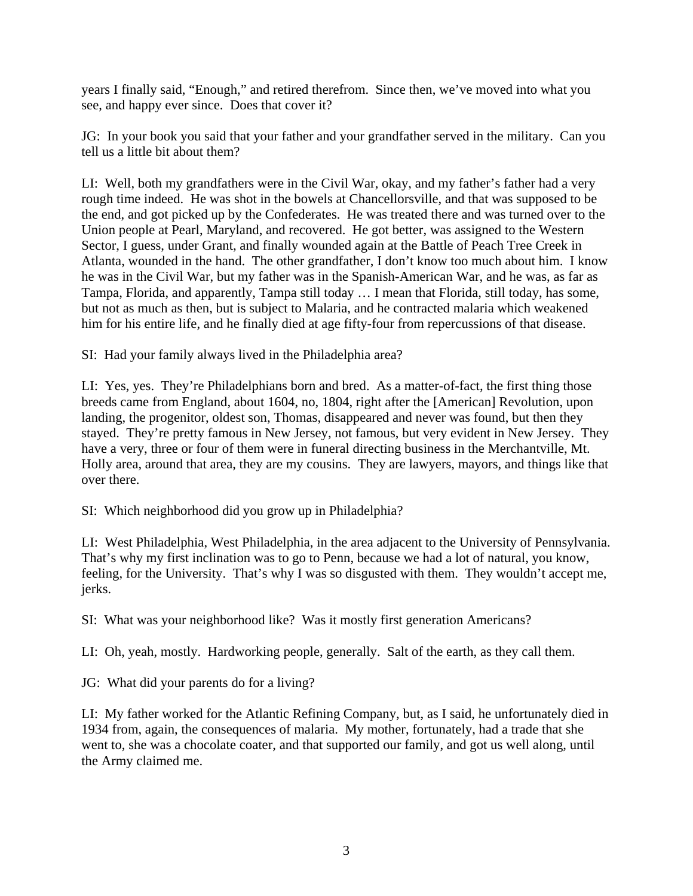years I finally said, "Enough," and retired therefrom. Since then, we've moved into what you see, and happy ever since. Does that cover it?

JG: In your book you said that your father and your grandfather served in the military. Can you tell us a little bit about them?

LI: Well, both my grandfathers were in the Civil War, okay, and my father's father had a very rough time indeed. He was shot in the bowels at Chancellorsville, and that was supposed to be the end, and got picked up by the Confederates. He was treated there and was turned over to the Union people at Pearl, Maryland, and recovered. He got better, was assigned to the Western Sector, I guess, under Grant, and finally wounded again at the Battle of Peach Tree Creek in Atlanta, wounded in the hand. The other grandfather, I don't know too much about him. I know he was in the Civil War, but my father was in the Spanish-American War, and he was, as far as Tampa, Florida, and apparently, Tampa still today … I mean that Florida, still today, has some, but not as much as then, but is subject to Malaria, and he contracted malaria which weakened him for his entire life, and he finally died at age fifty-four from repercussions of that disease.

SI: Had your family always lived in the Philadelphia area?

LI: Yes, yes. They're Philadelphians born and bred. As a matter-of-fact, the first thing those breeds came from England, about 1604, no, 1804, right after the [American] Revolution, upon landing, the progenitor, oldest son, Thomas, disappeared and never was found, but then they stayed. They're pretty famous in New Jersey, not famous, but very evident in New Jersey. They have a very, three or four of them were in funeral directing business in the Merchantville, Mt. Holly area, around that area, they are my cousins. They are lawyers, mayors, and things like that over there.

SI: Which neighborhood did you grow up in Philadelphia?

LI: West Philadelphia, West Philadelphia, in the area adjacent to the University of Pennsylvania. That's why my first inclination was to go to Penn, because we had a lot of natural, you know, feeling, for the University. That's why I was so disgusted with them. They wouldn't accept me, jerks.

SI: What was your neighborhood like? Was it mostly first generation Americans?

LI: Oh, yeah, mostly. Hardworking people, generally. Salt of the earth, as they call them.

JG: What did your parents do for a living?

LI: My father worked for the Atlantic Refining Company, but, as I said, he unfortunately died in 1934 from, again, the consequences of malaria. My mother, fortunately, had a trade that she went to, she was a chocolate coater, and that supported our family, and got us well along, until the Army claimed me.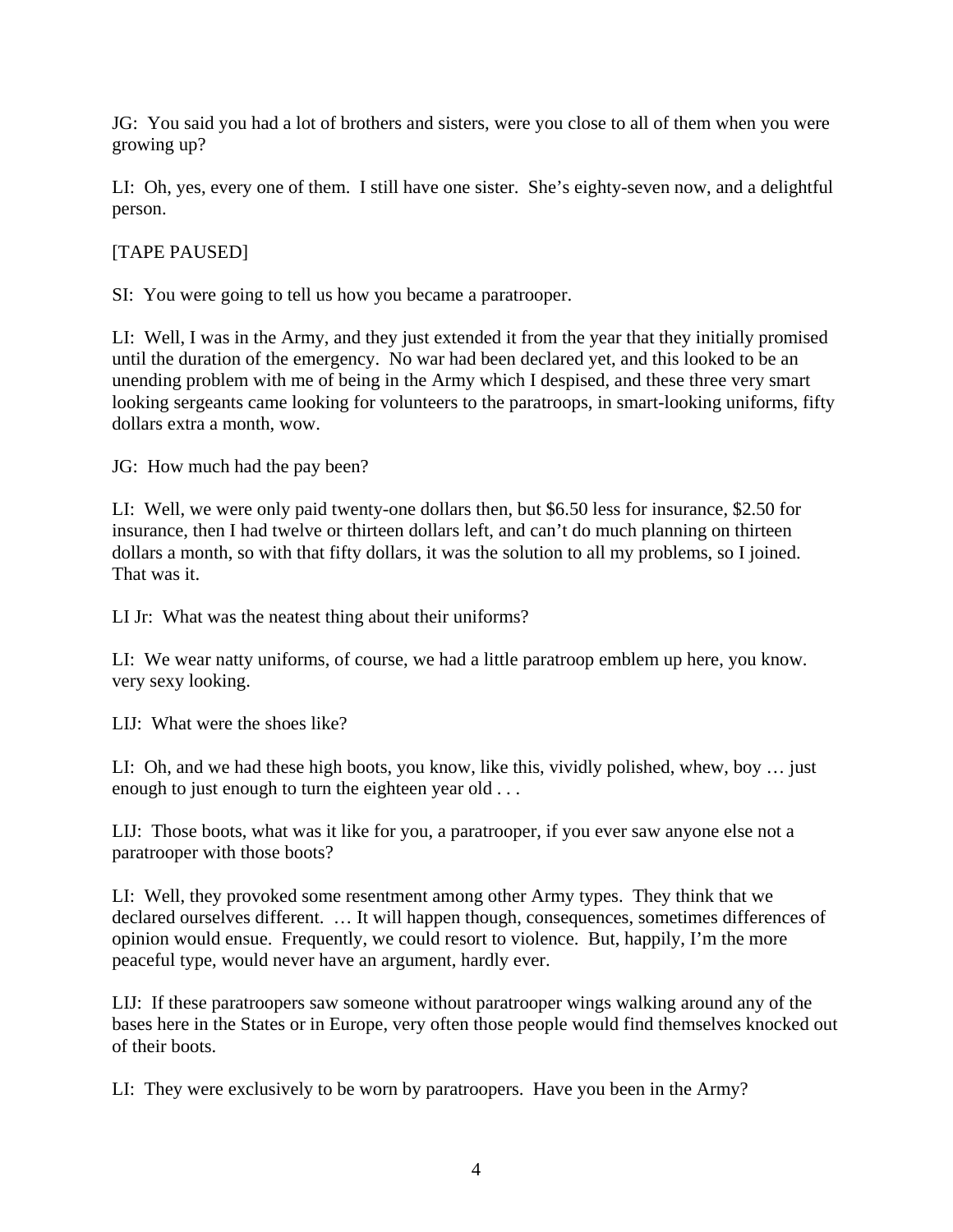JG: You said you had a lot of brothers and sisters, were you close to all of them when you were growing up?

LI: Oh, yes, every one of them. I still have one sister. She's eighty-seven now, and a delightful person.

[TAPE PAUSED]

SI: You were going to tell us how you became a paratrooper.

LI: Well, I was in the Army, and they just extended it from the year that they initially promised until the duration of the emergency. No war had been declared yet, and this looked to be an unending problem with me of being in the Army which I despised, and these three very smart looking sergeants came looking for volunteers to the paratroops, in smart-looking uniforms, fifty dollars extra a month, wow.

JG: How much had the pay been?

LI: Well, we were only paid twenty-one dollars then, but $6.50 less for insurance, $2.50 for insurance, then I had twelve or thirteen dollars left, and can't do much planning on thirteen dollars a month, so with that fifty dollars, it was the solution to all my problems, so I joined. That was it.

LI Jr: What was the neatest thing about their uniforms?

LI: We wear natty uniforms, of course, we had a little paratroop emblem up here, you know. very sexy looking.

LIJ: What were the shoes like?

LI: Oh, and we had these high boots, you know, like this, vividly polished, whew, boy … just enough to just enough to turn the eighteen year old . . .

LIJ: Those boots, what was it like for you, a paratrooper, if you ever saw anyone else not a paratrooper with those boots?

LI: Well, they provoked some resentment among other Army types. They think that we declared ourselves different. … It will happen though, consequences, sometimes differences of opinion would ensue. Frequently, we could resort to violence. But, happily, I'm the more peaceful type, would never have an argument, hardly ever.

LIJ: If these paratroopers saw someone without paratrooper wings walking around any of the bases here in the States or in Europe, very often those people would find themselves knocked out of their boots.

LI: They were exclusively to be worn by paratroopers. Have you been in the Army?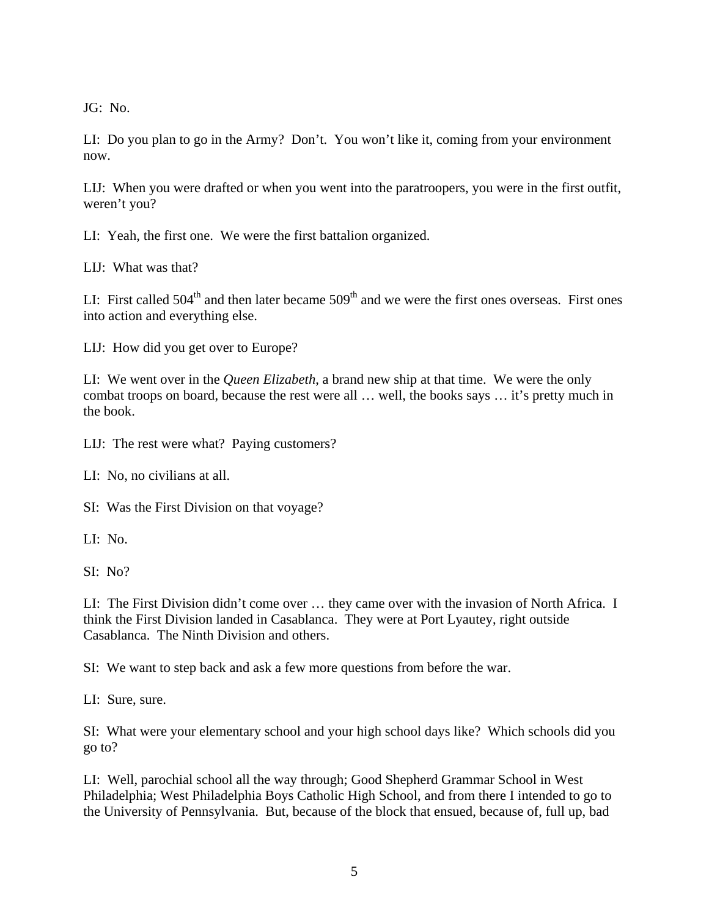JG: No.

LI: Do you plan to go in the Army? Don't. You won't like it, coming from your environment now.

LIJ: When you were drafted or when you went into the paratroopers, you were in the first outfit, weren't you?

LI: Yeah, the first one. We were the first battalion organized.

LIJ: What was that?

LI: First called 504th and then later became 509th and we were the first ones overseas. First ones into action and everything else.

LIJ: How did you get over to Europe?

LI: We went over in the *Queen Elizabeth*, a brand new ship at that time. We were the only combat troops on board, because the rest were all … well, the books says … it's pretty much in the book.

LIJ: The rest were what? Paying customers?

LI: No, no civilians at all.

SI: Was the First Division on that voyage?

LI: No.

SI: No?

LI: The First Division didn't come over … they came over with the invasion of North Africa. I think the First Division landed in Casablanca. They were at Port Lyautey, right outside Casablanca. The Ninth Division and others.

SI: We want to step back and ask a few more questions from before the war.

LI: Sure, sure.

SI: What were your elementary school and your high school days like? Which schools did you go to?

LI: Well, parochial school all the way through; Good Shepherd Grammar School in West Philadelphia; West Philadelphia Boys Catholic High School, and from there I intended to go to the University of Pennsylvania. But, because of the block that ensued, because of, full up, bad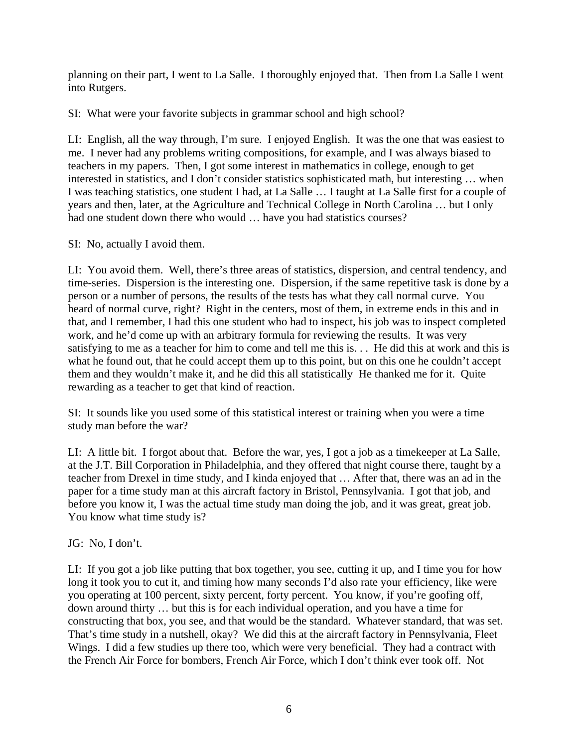planning on their part, I went to La Salle. I thoroughly enjoyed that. Then from La Salle I went into Rutgers.

SI: What were your favorite subjects in grammar school and high school?

LI: English, all the way through, I'm sure. I enjoyed English. It was the one that was easiest to me. I never had any problems writing compositions, for example, and I was always biased to teachers in my papers. Then, I got some interest in mathematics in college, enough to get interested in statistics, and I don't consider statistics sophisticated math, but interesting … when I was teaching statistics, one student I had, at La Salle … I taught at La Salle first for a couple of years and then, later, at the Agriculture and Technical College in North Carolina … but I only had one student down there who would … have you had statistics courses?

SI: No, actually I avoid them.

LI: You avoid them. Well, there's three areas of statistics, dispersion, and central tendency, and time-series. Dispersion is the interesting one. Dispersion, if the same repetitive task is done by a person or a number of persons, the results of the tests has what they call normal curve. You heard of normal curve, right? Right in the centers, most of them, in extreme ends in this and in that, and I remember, I had this one student who had to inspect, his job was to inspect completed work, and he'd come up with an arbitrary formula for reviewing the results. It was very satisfying to me as a teacher for him to come and tell me this is. . . He did this at work and this is what he found out, that he could accept them up to this point, but on this one he couldn't accept them and they wouldn't make it, and he did this all statistically He thanked me for it. Quite rewarding as a teacher to get that kind of reaction.

SI: It sounds like you used some of this statistical interest or training when you were a time study man before the war?

LI: A little bit. I forgot about that. Before the war, yes, I got a job as a timekeeper at La Salle, at the J.T. Bill Corporation in Philadelphia, and they offered that night course there, taught by a teacher from Drexel in time study, and I kinda enjoyed that … After that, there was an ad in the paper for a time study man at this aircraft factory in Bristol, Pennsylvania. I got that job, and before you know it, I was the actual time study man doing the job, and it was great, great job. You know what time study is?

JG: No, I don't.

LI: If you got a job like putting that box together, you see, cutting it up, and I time you for how long it took you to cut it, and timing how many seconds I'd also rate your efficiency, like were you operating at 100 percent, sixty percent, forty percent. You know, if you're goofing off, down around thirty … but this is for each individual operation, and you have a time for constructing that box, you see, and that would be the standard. Whatever standard, that was set. That's time study in a nutshell, okay? We did this at the aircraft factory in Pennsylvania, Fleet Wings. I did a few studies up there too, which were very beneficial. They had a contract with the French Air Force for bombers, French Air Force, which I don't think ever took off. Not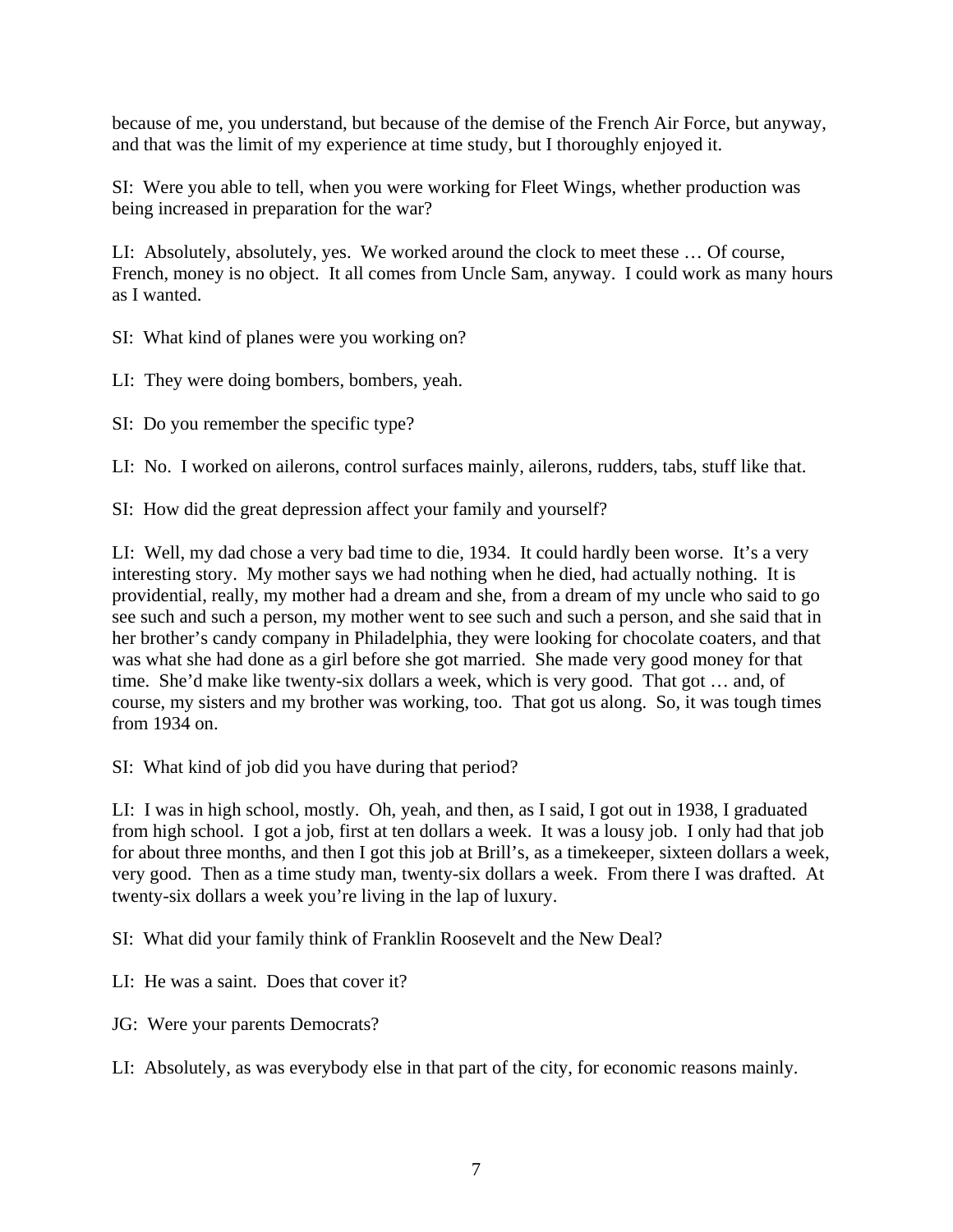because of me, you understand, but because of the demise of the French Air Force, but anyway, and that was the limit of my experience at time study, but I thoroughly enjoyed it.

SI: Were you able to tell, when you were working for Fleet Wings, whether production was being increased in preparation for the war?

LI: Absolutely, absolutely, yes. We worked around the clock to meet these … Of course, French, money is no object. It all comes from Uncle Sam, anyway. I could work as many hours as I wanted.

SI: What kind of planes were you working on?

LI: They were doing bombers, bombers, yeah.

SI: Do you remember the specific type?

LI: No. I worked on ailerons, control surfaces mainly, ailerons, rudders, tabs, stuff like that.

SI: How did the great depression affect your family and yourself?

LI: Well, my dad chose a very bad time to die, 1934. It could hardly been worse. It's a very interesting story. My mother says we had nothing when he died, had actually nothing. It is providential, really, my mother had a dream and she, from a dream of my uncle who said to go see such and such a person, my mother went to see such and such a person, and she said that in her brother's candy company in Philadelphia, they were looking for chocolate coaters, and that was what she had done as a girl before she got married. She made very good money for that time. She'd make like twenty-six dollars a week, which is very good. That got … and, of course, my sisters and my brother was working, too. That got us along. So, it was tough times from 1934 on.

SI: What kind of job did you have during that period?

LI: I was in high school, mostly. Oh, yeah, and then, as I said, I got out in 1938, I graduated from high school. I got a job, first at ten dollars a week. It was a lousy job. I only had that job for about three months, and then I got this job at Brill's, as a timekeeper, sixteen dollars a week, very good. Then as a time study man, twenty-six dollars a week. From there I was drafted. At twenty-six dollars a week you're living in the lap of luxury.

SI: What did your family think of Franklin Roosevelt and the New Deal?

LI: He was a saint. Does that cover it?

JG: Were your parents Democrats?

LI: Absolutely, as was everybody else in that part of the city, for economic reasons mainly.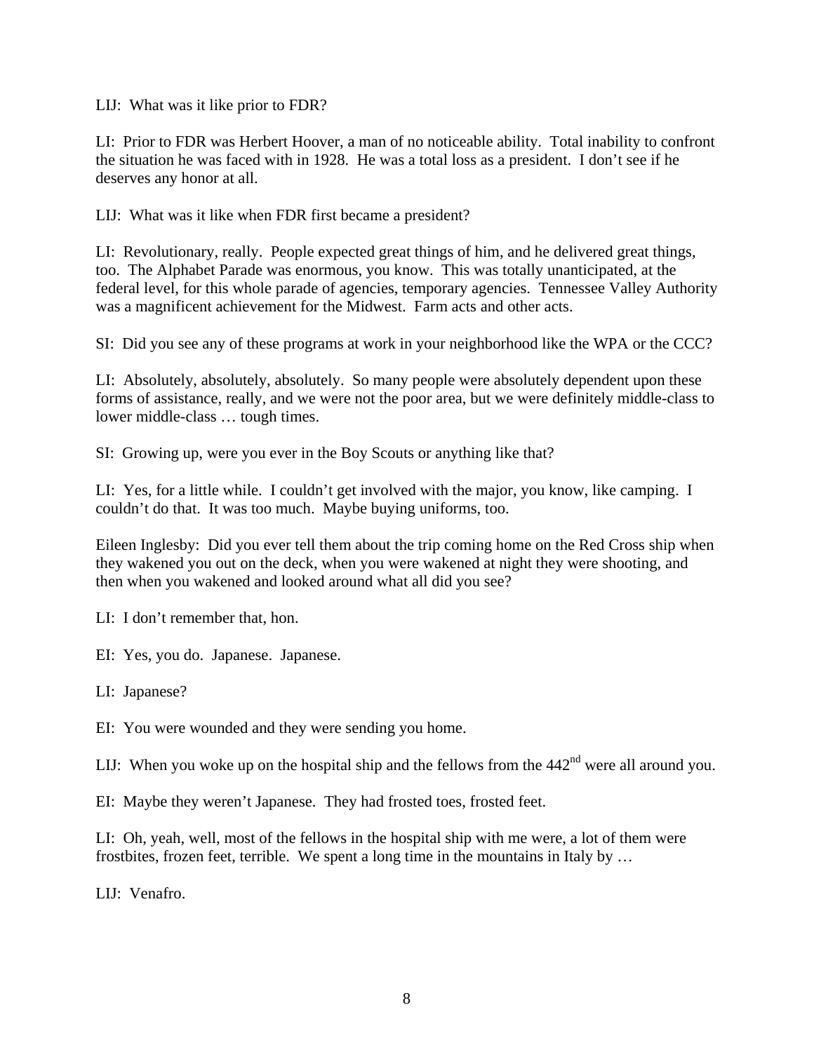LIJ: What was it like prior to FDR?

LI: Prior to FDR was Herbert Hoover, a man of no noticeable ability. Total inability to confront the situation he was faced with in 1928. He was a total loss as a president. I don't see if he deserves any honor at all.

LIJ: What was it like when FDR first became a president?

LI: Revolutionary, really. People expected great things of him, and he delivered great things, too. The Alphabet Parade was enormous, you know. This was totally unanticipated, at the federal level, for this whole parade of agencies, temporary agencies. Tennessee Valley Authority was a magnificent achievement for the Midwest. Farm acts and other acts.

SI: Did you see any of these programs at work in your neighborhood like the WPA or the CCC?

LI: Absolutely, absolutely, absolutely. So many people were absolutely dependent upon these forms of assistance, really, and we were not the poor area, but we were definitely middle-class to lower middle-class … tough times.

SI: Growing up, were you ever in the Boy Scouts or anything like that?

LI: Yes, for a little while. I couldn't get involved with the major, you know, like camping. I couldn't do that. It was too much. Maybe buying uniforms, too.

Eileen Inglesby: Did you ever tell them about the trip coming home on the Red Cross ship when they wakened you out on the deck, when you were wakened at night they were shooting, and then when you wakened and looked around what all did you see?

LI: I don't remember that, hon.

EI: Yes, you do. Japanese. Japanese.

LI: Japanese?

EI: You were wounded and they were sending you home.

LIJ: When you woke up on the hospital ship and the fellows from the 442nd were all around you.

EI: Maybe they weren't Japanese. They had frosted toes, frosted feet.

LI: Oh, yeah, well, most of the fellows in the hospital ship with me were, a lot of them were frostbites, frozen feet, terrible. We spent a long time in the mountains in Italy by …

LIJ: Venafro.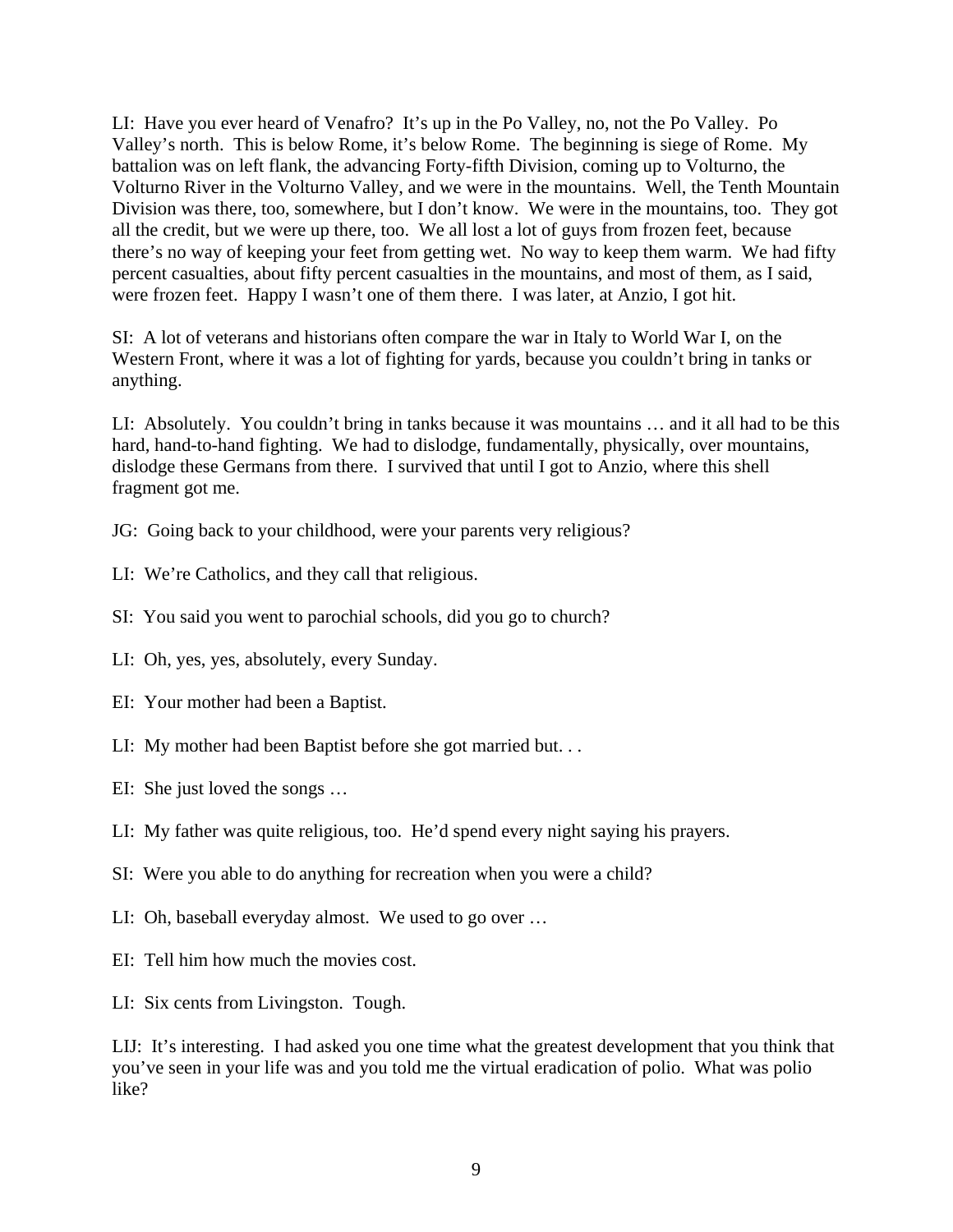LI: Have you ever heard of Venafro? It's up in the Po Valley, no, not the Po Valley. Po Valley's north. This is below Rome, it's below Rome. The beginning is siege of Rome. My battalion was on left flank, the advancing Forty-fifth Division, coming up to Volturno, the Volturno River in the Volturno Valley, and we were in the mountains. Well, the Tenth Mountain Division was there, too, somewhere, but I don't know. We were in the mountains, too. They got all the credit, but we were up there, too. We all lost a lot of guys from frozen feet, because there's no way of keeping your feet from getting wet. No way to keep them warm. We had fifty percent casualties, about fifty percent casualties in the mountains, and most of them, as I said, were frozen feet. Happy I wasn't one of them there. I was later, at Anzio, I got hit.

SI: A lot of veterans and historians often compare the war in Italy to World War I, on the Western Front, where it was a lot of fighting for yards, because you couldn't bring in tanks or anything.

LI: Absolutely. You couldn't bring in tanks because it was mountains … and it all had to be this hard, hand-to-hand fighting. We had to dislodge, fundamentally, physically, over mountains, dislodge these Germans from there. I survived that until I got to Anzio, where this shell fragment got me.

JG: Going back to your childhood, were your parents very religious?

LI: We're Catholics, and they call that religious.

SI: You said you went to parochial schools, did you go to church?

LI: Oh, yes, yes, absolutely, every Sunday.

EI: Your mother had been a Baptist.

LI: My mother had been Baptist before she got married but. . .

EI: She just loved the songs …

LI: My father was quite religious, too. He'd spend every night saying his prayers.

SI: Were you able to do anything for recreation when you were a child?

LI: Oh, baseball everyday almost. We used to go over …

EI: Tell him how much the movies cost.

LI: Six cents from Livingston. Tough.

LIJ: It's interesting. I had asked you one time what the greatest development that you think that you've seen in your life was and you told me the virtual eradication of polio. What was polio like?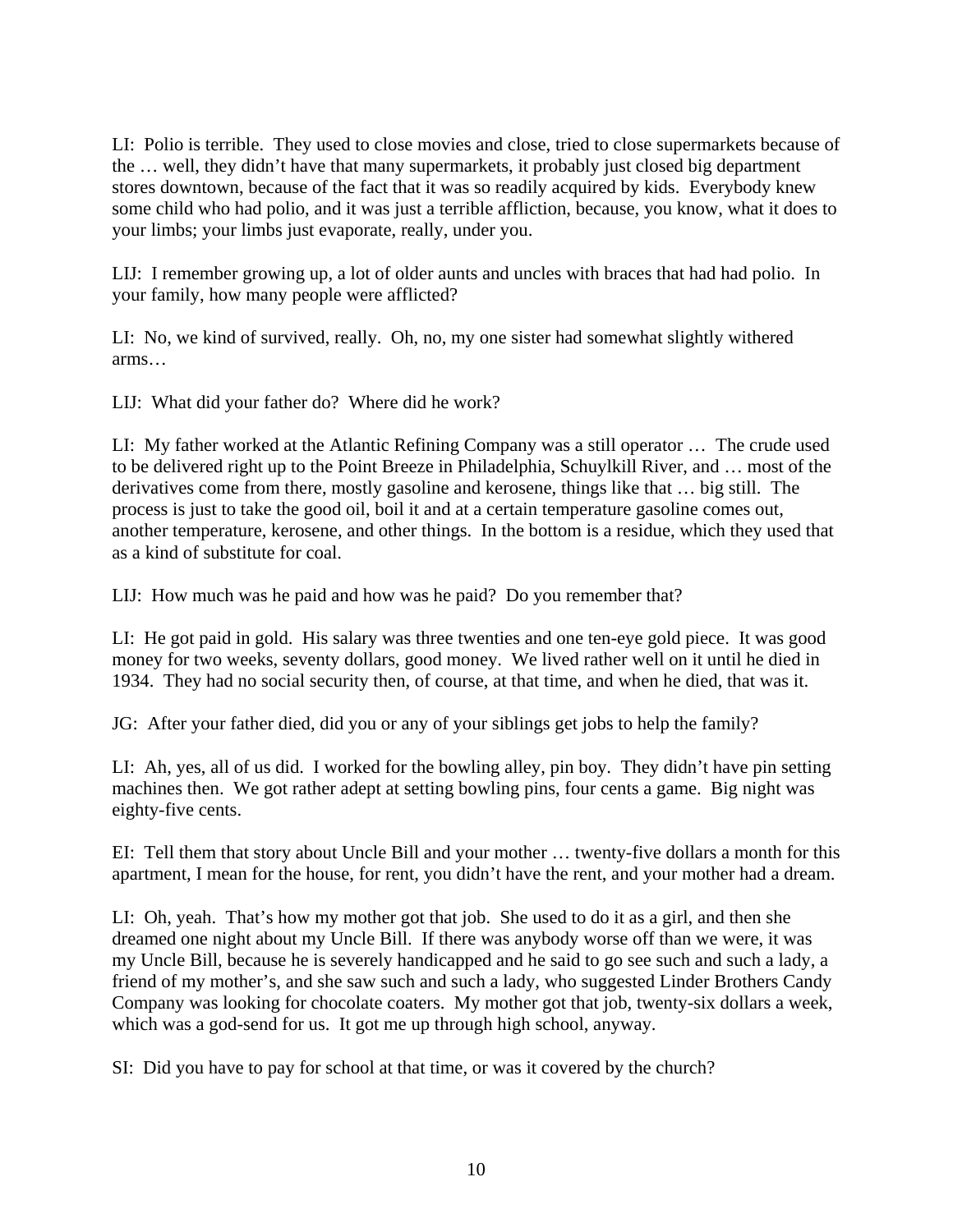LI: Polio is terrible. They used to close movies and close, tried to close supermarkets because of the … well, they didn't have that many supermarkets, it probably just closed big department stores downtown, because of the fact that it was so readily acquired by kids. Everybody knew some child who had polio, and it was just a terrible affliction, because, you know, what it does to your limbs; your limbs just evaporate, really, under you.

LIJ: I remember growing up, a lot of older aunts and uncles with braces that had had polio. In your family, how many people were afflicted?

LI: No, we kind of survived, really. Oh, no, my one sister had somewhat slightly withered arms…

LIJ: What did your father do? Where did he work?

LI: My father worked at the Atlantic Refining Company was a still operator … The crude used to be delivered right up to the Point Breeze in Philadelphia, Schuylkill River, and … most of the derivatives come from there, mostly gasoline and kerosene, things like that … big still. The process is just to take the good oil, boil it and at a certain temperature gasoline comes out, another temperature, kerosene, and other things. In the bottom is a residue, which they used that as a kind of substitute for coal.

LIJ: How much was he paid and how was he paid? Do you remember that?

LI: He got paid in gold. His salary was three twenties and one ten-eye gold piece. It was good money for two weeks, seventy dollars, good money. We lived rather well on it until he died in 1934. They had no social security then, of course, at that time, and when he died, that was it.

JG: After your father died, did you or any of your siblings get jobs to help the family?

LI: Ah, yes, all of us did. I worked for the bowling alley, pin boy. They didn't have pin setting machines then. We got rather adept at setting bowling pins, four cents a game. Big night was eighty-five cents.

EI: Tell them that story about Uncle Bill and your mother … twenty-five dollars a month for this apartment, I mean for the house, for rent, you didn't have the rent, and your mother had a dream.

LI: Oh, yeah. That's how my mother got that job. She used to do it as a girl, and then she dreamed one night about my Uncle Bill. If there was anybody worse off than we were, it was my Uncle Bill, because he is severely handicapped and he said to go see such and such a lady, a friend of my mother's, and she saw such and such a lady, who suggested Linder Brothers Candy Company was looking for chocolate coaters. My mother got that job, twenty-six dollars a week, which was a god-send for us. It got me up through high school, anyway.

SI: Did you have to pay for school at that time, or was it covered by the church?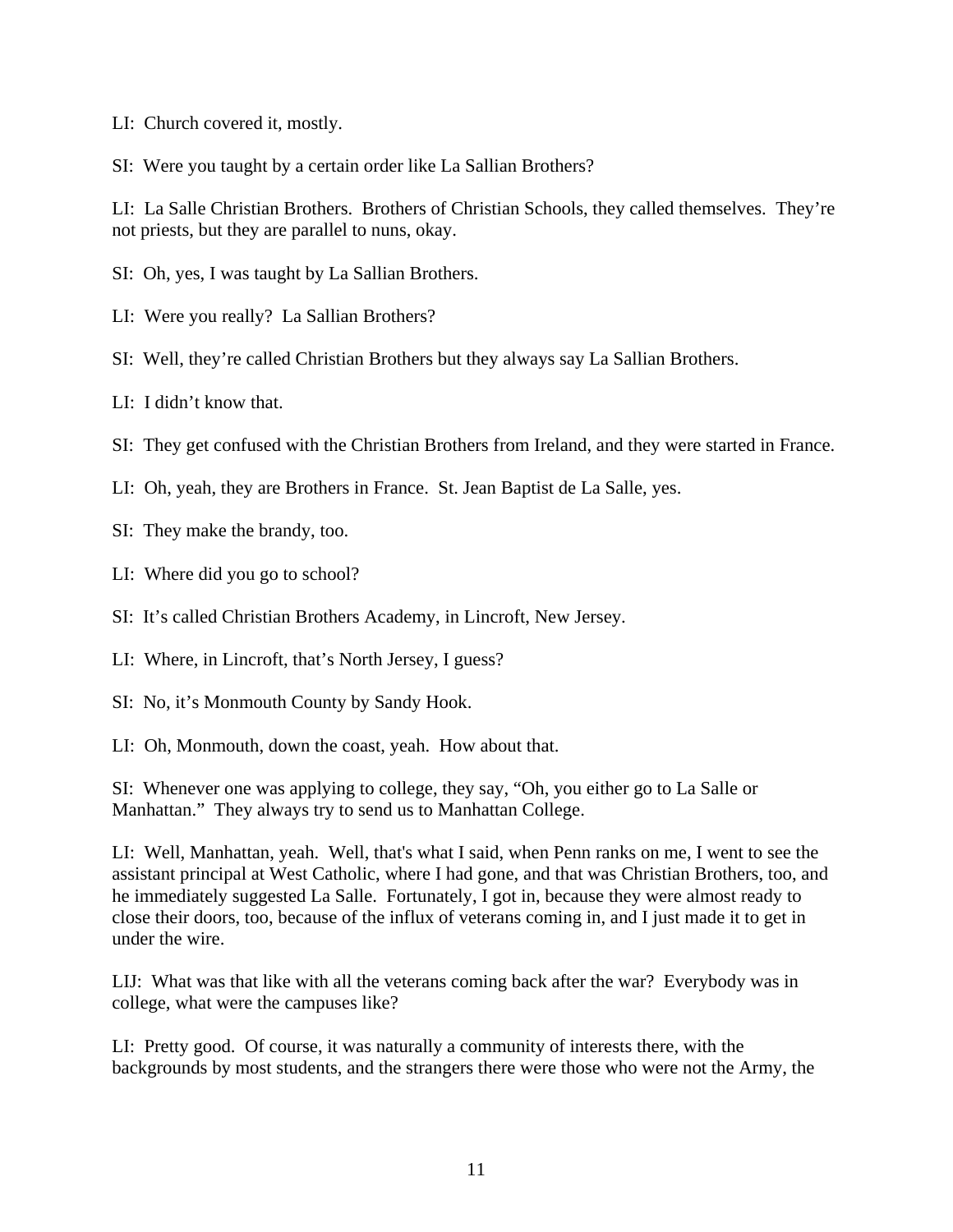LI: Church covered it, mostly.

SI: Were you taught by a certain order like La Sallian Brothers?

LI: La Salle Christian Brothers. Brothers of Christian Schools, they called themselves. They're not priests, but they are parallel to nuns, okay.

SI: Oh, yes, I was taught by La Sallian Brothers.

LI: Were you really? La Sallian Brothers?

SI: Well, they're called Christian Brothers but they always say La Sallian Brothers.

LI: I didn't know that.

SI: They get confused with the Christian Brothers from Ireland, and they were started in France.

LI: Oh, yeah, they are Brothers in France. St. Jean Baptist de La Salle, yes.

SI: They make the brandy, too.

LI: Where did you go to school?

SI: It's called Christian Brothers Academy, in Lincroft, New Jersey.

LI: Where, in Lincroft, that's North Jersey, I guess?

SI: No, it's Monmouth County by Sandy Hook.

LI: Oh, Monmouth, down the coast, yeah. How about that.

SI: Whenever one was applying to college, they say, "Oh, you either go to La Salle or Manhattan." They always try to send us to Manhattan College.

LI: Well, Manhattan, yeah. Well, that's what I said, when Penn ranks on me, I went to see the assistant principal at West Catholic, where I had gone, and that was Christian Brothers, too, and he immediately suggested La Salle. Fortunately, I got in, because they were almost ready to close their doors, too, because of the influx of veterans coming in, and I just made it to get in under the wire.

LIJ: What was that like with all the veterans coming back after the war? Everybody was in college, what were the campuses like?

LI: Pretty good. Of course, it was naturally a community of interests there, with the backgrounds by most students, and the strangers there were those who were not the Army, the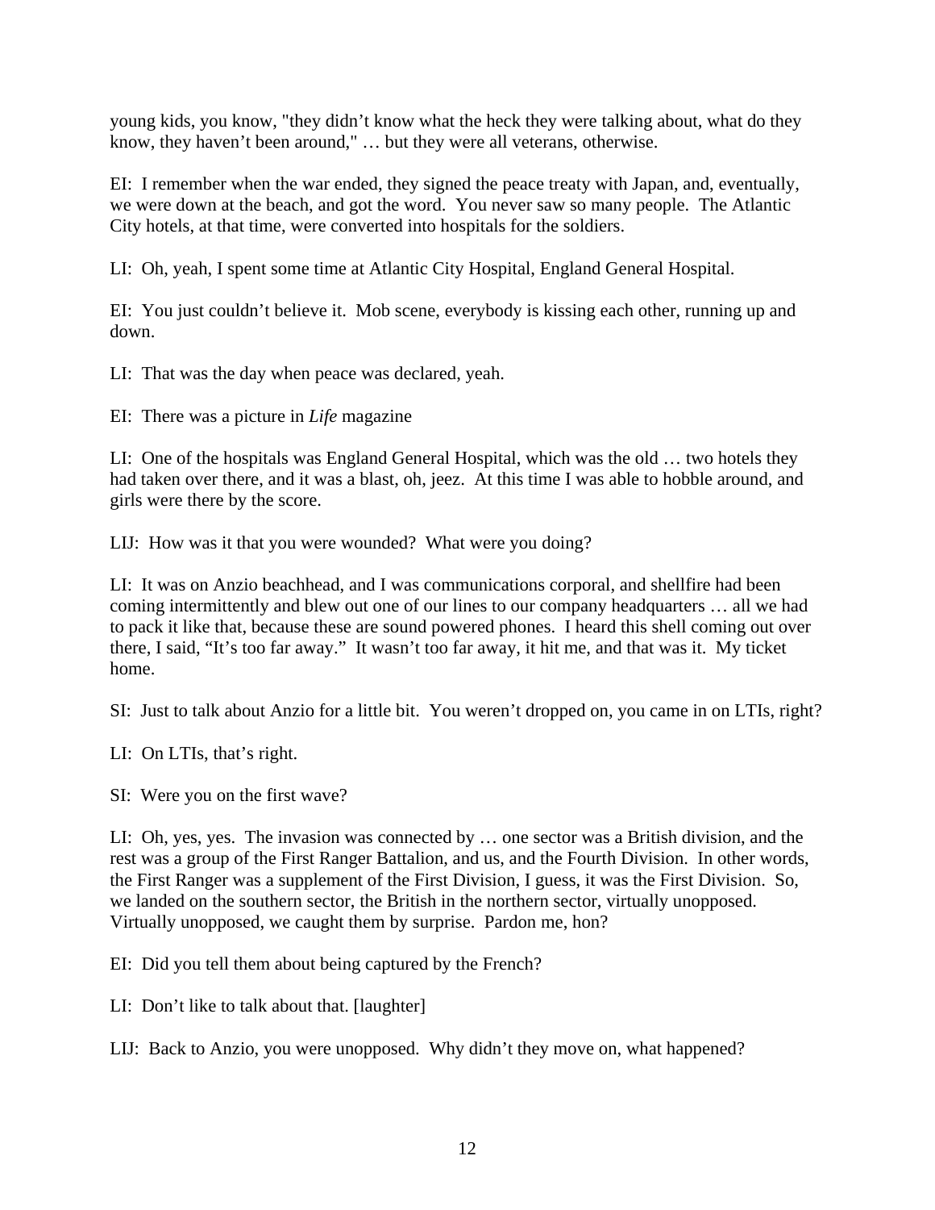young kids, you know, "they didn't know what the heck they were talking about, what do they know, they haven't been around," … but they were all veterans, otherwise.

EI: I remember when the war ended, they signed the peace treaty with Japan, and, eventually, we were down at the beach, and got the word. You never saw so many people. The Atlantic City hotels, at that time, were converted into hospitals for the soldiers.

LI: Oh, yeah, I spent some time at Atlantic City Hospital, England General Hospital.

EI: You just couldn't believe it. Mob scene, everybody is kissing each other, running up and down.

LI: That was the day when peace was declared, yeah.

EI: There was a picture in *Life* magazine

LI: One of the hospitals was England General Hospital, which was the old … two hotels they had taken over there, and it was a blast, oh, jeez. At this time I was able to hobble around, and girls were there by the score.

LIJ: How was it that you were wounded? What were you doing?

LI: It was on Anzio beachhead, and I was communications corporal, and shellfire had been coming intermittently and blew out one of our lines to our company headquarters … all we had to pack it like that, because these are sound powered phones. I heard this shell coming out over there, I said, "It's too far away." It wasn't too far away, it hit me, and that was it. My ticket home.

SI: Just to talk about Anzio for a little bit. You weren't dropped on, you came in on LTIs, right?

LI: On LTIs, that's right.

SI: Were you on the first wave?

LI: Oh, yes, yes. The invasion was connected by … one sector was a British division, and the rest was a group of the First Ranger Battalion, and us, and the Fourth Division. In other words, the First Ranger was a supplement of the First Division, I guess, it was the First Division. So, we landed on the southern sector, the British in the northern sector, virtually unopposed. Virtually unopposed, we caught them by surprise. Pardon me, hon?

EI: Did you tell them about being captured by the French?

LI: Don't like to talk about that. [laughter]

LIJ: Back to Anzio, you were unopposed. Why didn't they move on, what happened?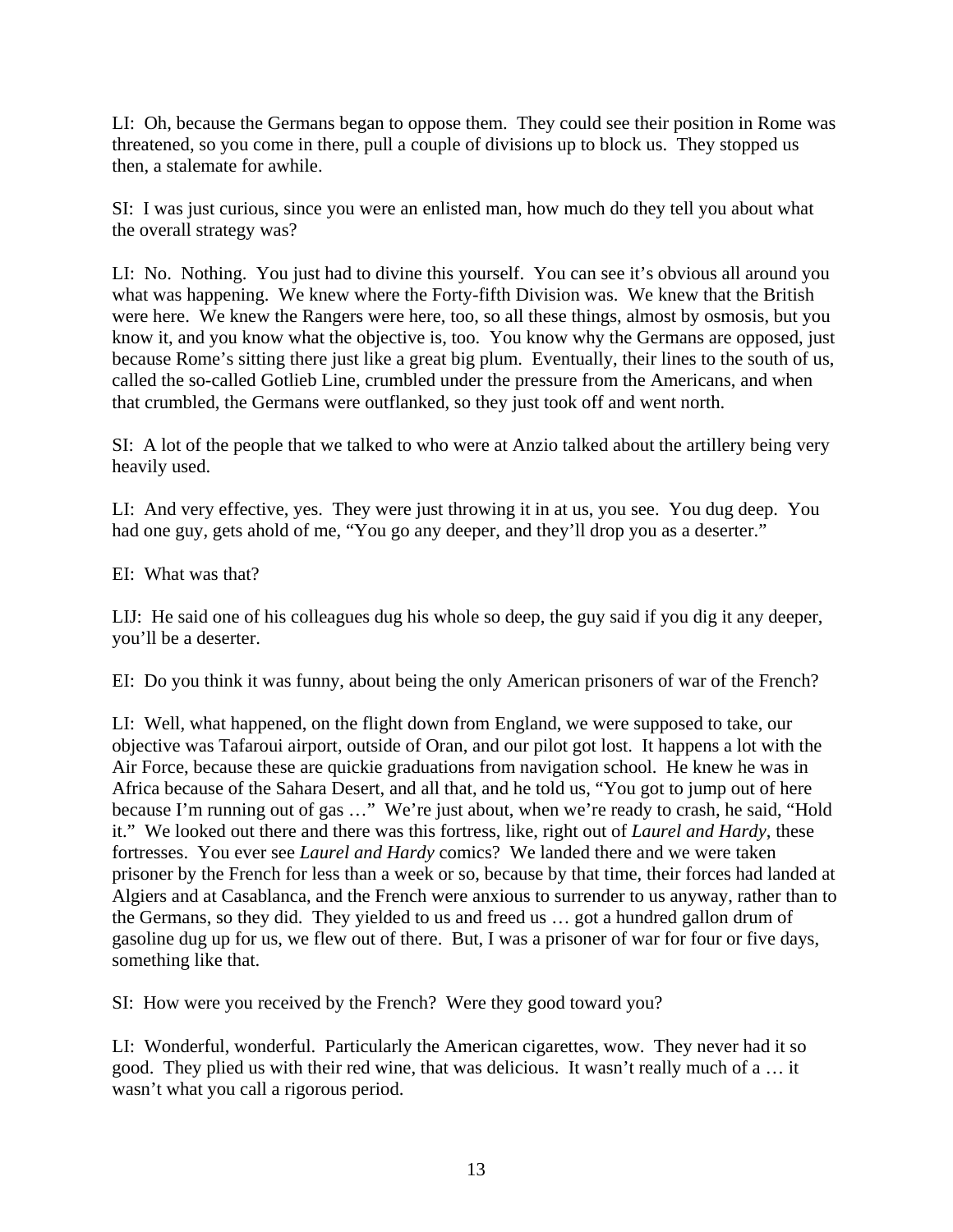LI: Oh, because the Germans began to oppose them. They could see their position in Rome was threatened, so you come in there, pull a couple of divisions up to block us. They stopped us then, a stalemate for awhile.

SI: I was just curious, since you were an enlisted man, how much do they tell you about what the overall strategy was?

LI: No. Nothing. You just had to divine this yourself. You can see it's obvious all around you what was happening. We knew where the Forty-fifth Division was. We knew that the British were here. We knew the Rangers were here, too, so all these things, almost by osmosis, but you know it, and you know what the objective is, too. You know why the Germans are opposed, just because Rome's sitting there just like a great big plum. Eventually, their lines to the south of us, called the so-called Gotlieb Line, crumbled under the pressure from the Americans, and when that crumbled, the Germans were outflanked, so they just took off and went north.

SI: A lot of the people that we talked to who were at Anzio talked about the artillery being very heavily used.

LI: And very effective, yes. They were just throwing it in at us, you see. You dug deep. You had one guy, gets ahold of me, "You go any deeper, and they'll drop you as a deserter."

EI: What was that?

LIJ: He said one of his colleagues dug his whole so deep, the guy said if you dig it any deeper, you'll be a deserter.

EI: Do you think it was funny, about being the only American prisoners of war of the French?

LI: Well, what happened, on the flight down from England, we were supposed to take, our objective was Tafaroui airport, outside of Oran, and our pilot got lost. It happens a lot with the Air Force, because these are quickie graduations from navigation school. He knew he was in Africa because of the Sahara Desert, and all that, and he told us, "You got to jump out of here because I'm running out of gas …" We're just about, when we're ready to crash, he said, "Hold it." We looked out there and there was this fortress, like, right out of *Laurel and Hardy*, these fortresses. You ever see *Laurel and Hardy* comics? We landed there and we were taken prisoner by the French for less than a week or so, because by that time, their forces had landed at Algiers and at Casablanca, and the French were anxious to surrender to us anyway, rather than to the Germans, so they did. They yielded to us and freed us … got a hundred gallon drum of gasoline dug up for us, we flew out of there. But, I was a prisoner of war for four or five days, something like that.

SI: How were you received by the French? Were they good toward you?

LI: Wonderful, wonderful. Particularly the American cigarettes, wow. They never had it so good. They plied us with their red wine, that was delicious. It wasn't really much of a … it wasn't what you call a rigorous period.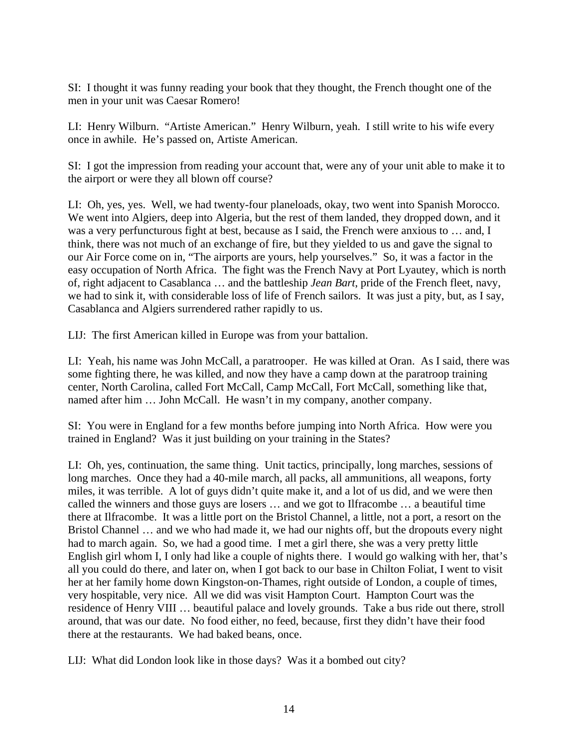SI: I thought it was funny reading your book that they thought, the French thought one of the men in your unit was Caesar Romero!

LI: Henry Wilburn. "Artiste American." Henry Wilburn, yeah. I still write to his wife every once in awhile. He's passed on, Artiste American.

SI: I got the impression from reading your account that, were any of your unit able to make it to the airport or were they all blown off course?

LI: Oh, yes, yes. Well, we had twenty-four planeloads, okay, two went into Spanish Morocco. We went into Algiers, deep into Algeria, but the rest of them landed, they dropped down, and it was a very perfuncturous fight at best, because as I said, the French were anxious to … and, I think, there was not much of an exchange of fire, but they yielded to us and gave the signal to our Air Force come on in, "The airports are yours, help yourselves." So, it was a factor in the easy occupation of North Africa. The fight was the French Navy at Port Lyautey, which is north of, right adjacent to Casablanca … and the battleship *Jean Bart*, pride of the French fleet, navy, we had to sink it, with considerable loss of life of French sailors. It was just a pity, but, as I say, Casablanca and Algiers surrendered rather rapidly to us.

LIJ: The first American killed in Europe was from your battalion.

LI: Yeah, his name was John McCall, a paratrooper. He was killed at Oran. As I said, there was some fighting there, he was killed, and now they have a camp down at the paratroop training center, North Carolina, called Fort McCall, Camp McCall, Fort McCall, something like that, named after him … John McCall. He wasn't in my company, another company.

SI: You were in England for a few months before jumping into North Africa. How were you trained in England? Was it just building on your training in the States?

LI: Oh, yes, continuation, the same thing. Unit tactics, principally, long marches, sessions of long marches. Once they had a 40-mile march, all packs, all ammunitions, all weapons, forty miles, it was terrible. A lot of guys didn't quite make it, and a lot of us did, and we were then called the winners and those guys are losers … and we got to Ilfracombe … a beautiful time there at Ilfracombe. It was a little port on the Bristol Channel, a little, not a port, a resort on the Bristol Channel … and we who had made it, we had our nights off, but the dropouts every night had to march again. So, we had a good time. I met a girl there, she was a very pretty little English girl whom I, I only had like a couple of nights there. I would go walking with her, that's all you could do there, and later on, when I got back to our base in Chilton Foliat, I went to visit her at her family home down Kingston-on-Thames, right outside of London, a couple of times, very hospitable, very nice. All we did was visit Hampton Court. Hampton Court was the residence of Henry VIII … beautiful palace and lovely grounds. Take a bus ride out there, stroll around, that was our date. No food either, no feed, because, first they didn't have their food there at the restaurants. We had baked beans, once.

LIJ: What did London look like in those days? Was it a bombed out city?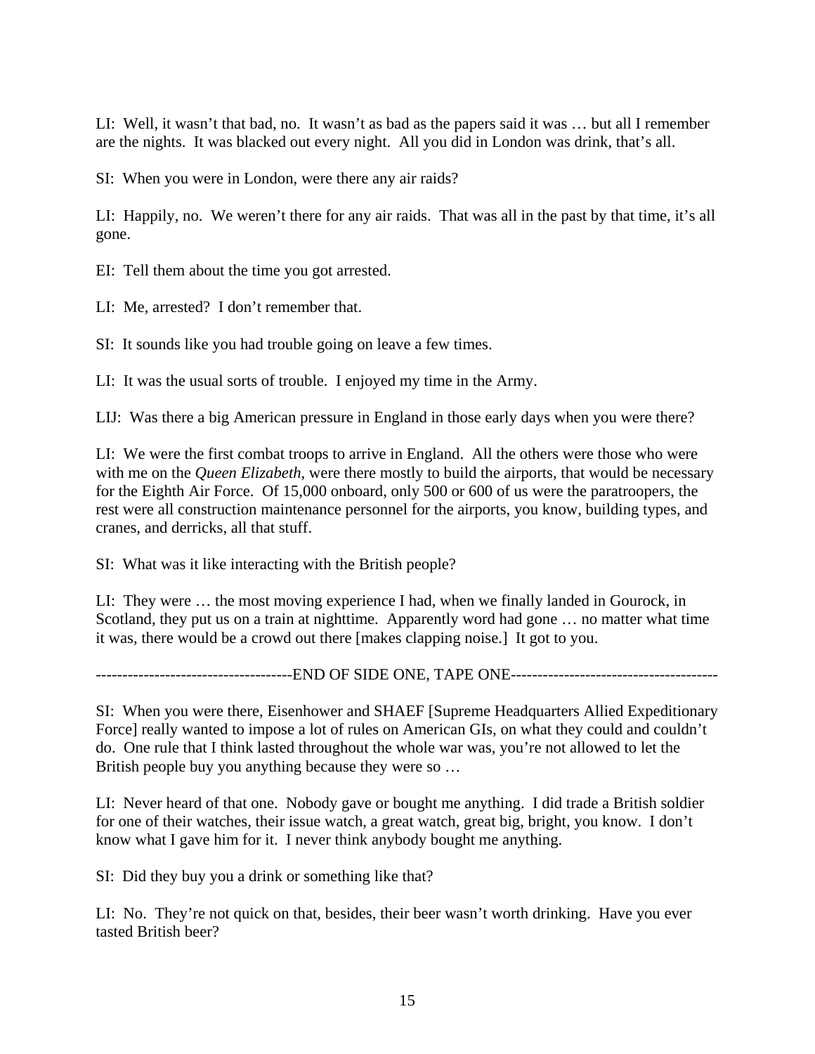LI: Well, it wasn't that bad, no. It wasn't as bad as the papers said it was … but all I remember are the nights. It was blacked out every night. All you did in London was drink, that's all.

SI: When you were in London, were there any air raids?

LI: Happily, no. We weren't there for any air raids. That was all in the past by that time, it's all gone.

EI: Tell them about the time you got arrested.

LI: Me, arrested? I don't remember that.

SI: It sounds like you had trouble going on leave a few times.

LI: It was the usual sorts of trouble. I enjoyed my time in the Army.

LIJ: Was there a big American pressure in England in those early days when you were there?

LI: We were the first combat troops to arrive in England. All the others were those who were with me on the *Queen Elizabeth*, were there mostly to build the airports, that would be necessary for the Eighth Air Force. Of 15,000 onboard, only 500 or 600 of us were the paratroopers, the rest were all construction maintenance personnel for the airports, you know, building types, and cranes, and derricks, all that stuff.

SI: What was it like interacting with the British people?

LI: They were … the most moving experience I had, when we finally landed in Gourock, in Scotland, they put us on a train at nighttime. Apparently word had gone … no matter what time it was, there would be a crowd out there [makes clapping noise.] It got to you.

-------------------------------------END OF SIDE ONE, TAPE ONE---------------------------------------

SI: When you were there, Eisenhower and SHAEF [Supreme Headquarters Allied Expeditionary Force] really wanted to impose a lot of rules on American GIs, on what they could and couldn't do. One rule that I think lasted throughout the whole war was, you're not allowed to let the British people buy you anything because they were so …

LI: Never heard of that one. Nobody gave or bought me anything. I did trade a British soldier for one of their watches, their issue watch, a great watch, great big, bright, you know. I don't know what I gave him for it. I never think anybody bought me anything.

SI: Did they buy you a drink or something like that?

LI: No. They're not quick on that, besides, their beer wasn't worth drinking. Have you ever tasted British beer?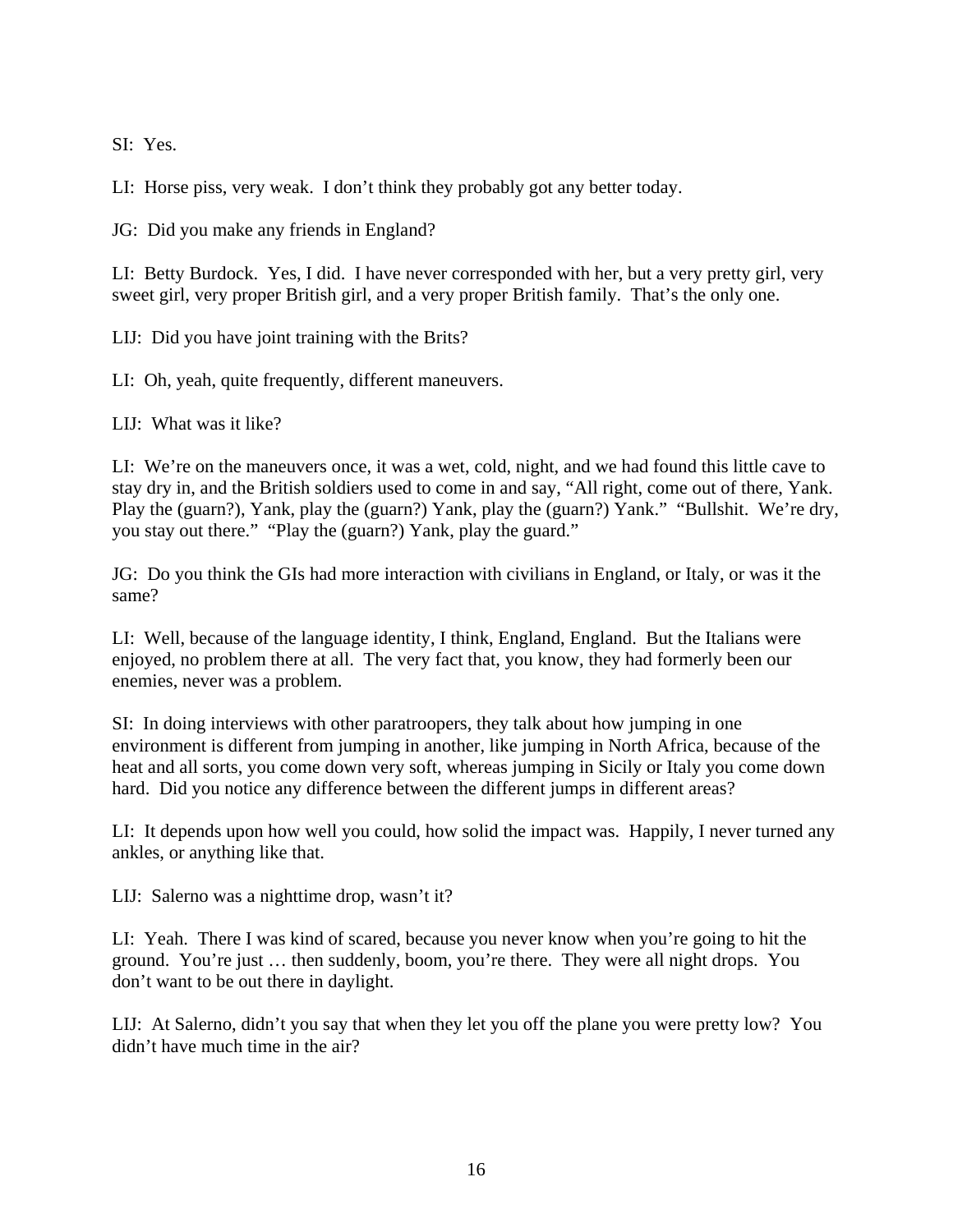SI: Yes.

LI: Horse piss, very weak. I don't think they probably got any better today.

JG: Did you make any friends in England?

LI: Betty Burdock. Yes, I did. I have never corresponded with her, but a very pretty girl, very sweet girl, very proper British girl, and a very proper British family. That's the only one.

LIJ: Did you have joint training with the Brits?

LI: Oh, yeah, quite frequently, different maneuvers.

LIJ: What was it like?

LI: We're on the maneuvers once, it was a wet, cold, night, and we had found this little cave to stay dry in, and the British soldiers used to come in and say, "All right, come out of there, Yank. Play the (guarn?), Yank, play the (guarn?) Yank, play the (guarn?) Yank." "Bullshit. We're dry, you stay out there." "Play the (guarn?) Yank, play the guard."

JG: Do you think the GIs had more interaction with civilians in England, or Italy, or was it the same?

LI: Well, because of the language identity, I think, England, England. But the Italians were enjoyed, no problem there at all. The very fact that, you know, they had formerly been our enemies, never was a problem.

SI: In doing interviews with other paratroopers, they talk about how jumping in one environment is different from jumping in another, like jumping in North Africa, because of the heat and all sorts, you come down very soft, whereas jumping in Sicily or Italy you come down hard. Did you notice any difference between the different jumps in different areas?

LI: It depends upon how well you could, how solid the impact was. Happily, I never turned any ankles, or anything like that.

LIJ: Salerno was a nighttime drop, wasn't it?

LI: Yeah. There I was kind of scared, because you never know when you're going to hit the ground. You're just … then suddenly, boom, you're there. They were all night drops. You don't want to be out there in daylight.

LIJ: At Salerno, didn't you say that when they let you off the plane you were pretty low? You didn't have much time in the air?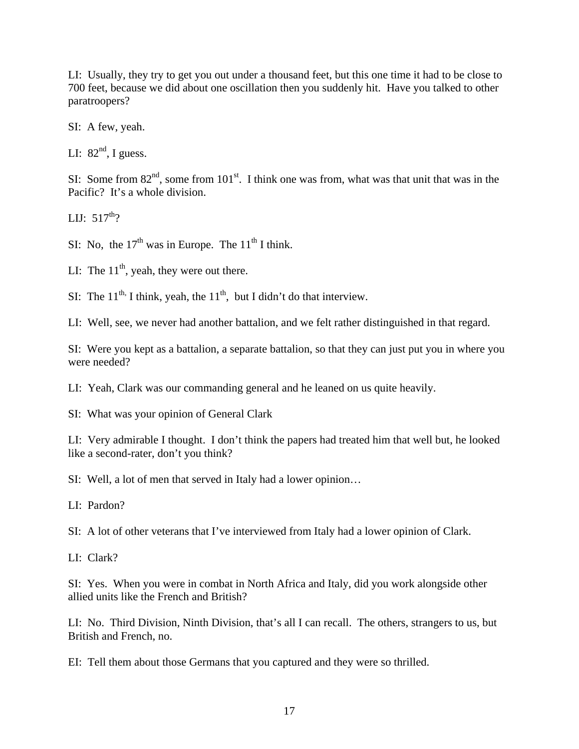LI:  Usually, they try to get you out under a thousand feet, but this one time it had to be close to 700 feet, because we did about one oscillation then you suddenly hit.  Have you talked to other paratroopers?

SI:  A few, yeah.

LI:  82nd, I guess.

SI:  Some from 82nd, some from 101st.  I think one was from, what was that unit that was in the Pacific?  It's a whole division.

LIJ:  517th?

SI:  No,  the 17th was in Europe.  The 11th I think.

LI:  The 11th, yeah, they were out there.

SI:  The 11th, I think, yeah, the 11th,  but I didn't do that interview.

LI:  Well, see, we never had another battalion, and we felt rather distinguished in that regard.

SI:  Were you kept as a battalion, a separate battalion, so that they can just put you in where you were needed?

LI:  Yeah, Clark was our commanding general and he leaned on us quite heavily.

SI:  What was your opinion of General Clark

LI:  Very admirable I thought.  I don't think the papers had treated him that well but, he looked like a second-rater, don't you think?

SI:  Well, a lot of men that served in Italy had a lower opinion…

LI:  Pardon?

SI:  A lot of other veterans that I've interviewed from Italy had a lower opinion of Clark.

LI:  Clark?

SI:  Yes.  When you were in combat in North Africa and Italy, did you work alongside other allied units like the French and British?

LI:  No.  Third Division, Ninth Division, that's all I can recall.  The others, strangers to us, but British and French, no.

EI:  Tell them about those Germans that you captured and they were so thrilled.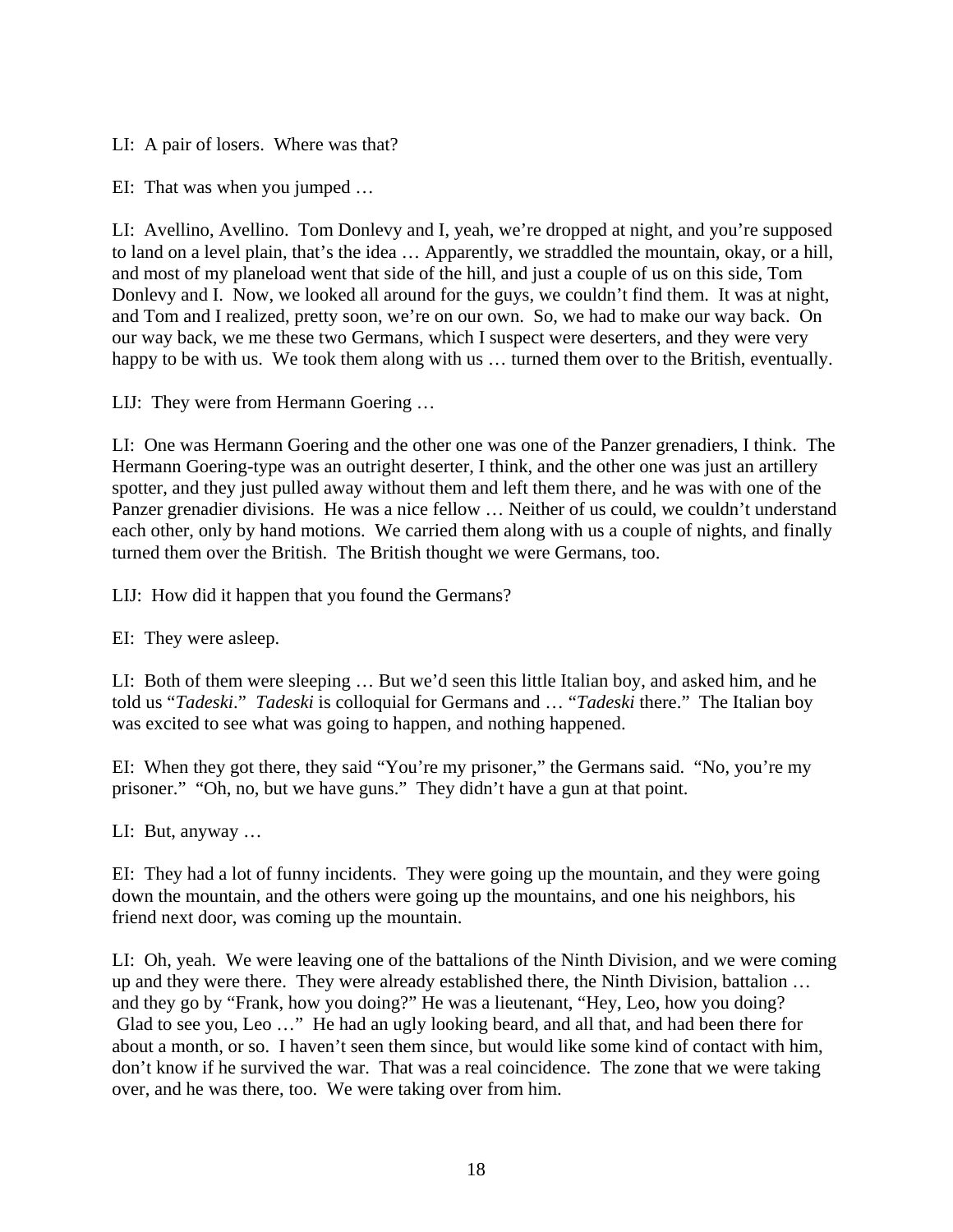LI: A pair of losers. Where was that?

EI: That was when you jumped …

LI: Avellino, Avellino. Tom Donlevy and I, yeah, we're dropped at night, and you're supposed to land on a level plain, that's the idea … Apparently, we straddled the mountain, okay, or a hill, and most of my planeload went that side of the hill, and just a couple of us on this side, Tom Donlevy and I. Now, we looked all around for the guys, we couldn't find them. It was at night, and Tom and I realized, pretty soon, we're on our own. So, we had to make our way back. On our way back, we me these two Germans, which I suspect were deserters, and they were very happy to be with us. We took them along with us … turned them over to the British, eventually.

LIJ: They were from Hermann Goering …

LI: One was Hermann Goering and the other one was one of the Panzer grenadiers, I think. The Hermann Goering-type was an outright deserter, I think, and the other one was just an artillery spotter, and they just pulled away without them and left them there, and he was with one of the Panzer grenadier divisions. He was a nice fellow … Neither of us could, we couldn't understand each other, only by hand motions. We carried them along with us a couple of nights, and finally turned them over the British. The British thought we were Germans, too.

LIJ: How did it happen that you found the Germans?

EI: They were asleep.

LI: Both of them were sleeping … But we'd seen this little Italian boy, and asked him, and he told us "*Tadeski*." *Tadeski* is colloquial for Germans and … "*Tadeski* there." The Italian boy was excited to see what was going to happen, and nothing happened.

EI: When they got there, they said "You're my prisoner," the Germans said. "No, you're my prisoner." "Oh, no, but we have guns." They didn't have a gun at that point.

LI: But, anyway …

EI: They had a lot of funny incidents. They were going up the mountain, and they were going down the mountain, and the others were going up the mountains, and one his neighbors, his friend next door, was coming up the mountain.

LI: Oh, yeah. We were leaving one of the battalions of the Ninth Division, and we were coming up and they were there. They were already established there, the Ninth Division, battalion … and they go by "Frank, how you doing?" He was a lieutenant, "Hey, Leo, how you doing? Glad to see you, Leo …" He had an ugly looking beard, and all that, and had been there for about a month, or so. I haven't seen them since, but would like some kind of contact with him, don't know if he survived the war. That was a real coincidence. The zone that we were taking over, and he was there, too. We were taking over from him.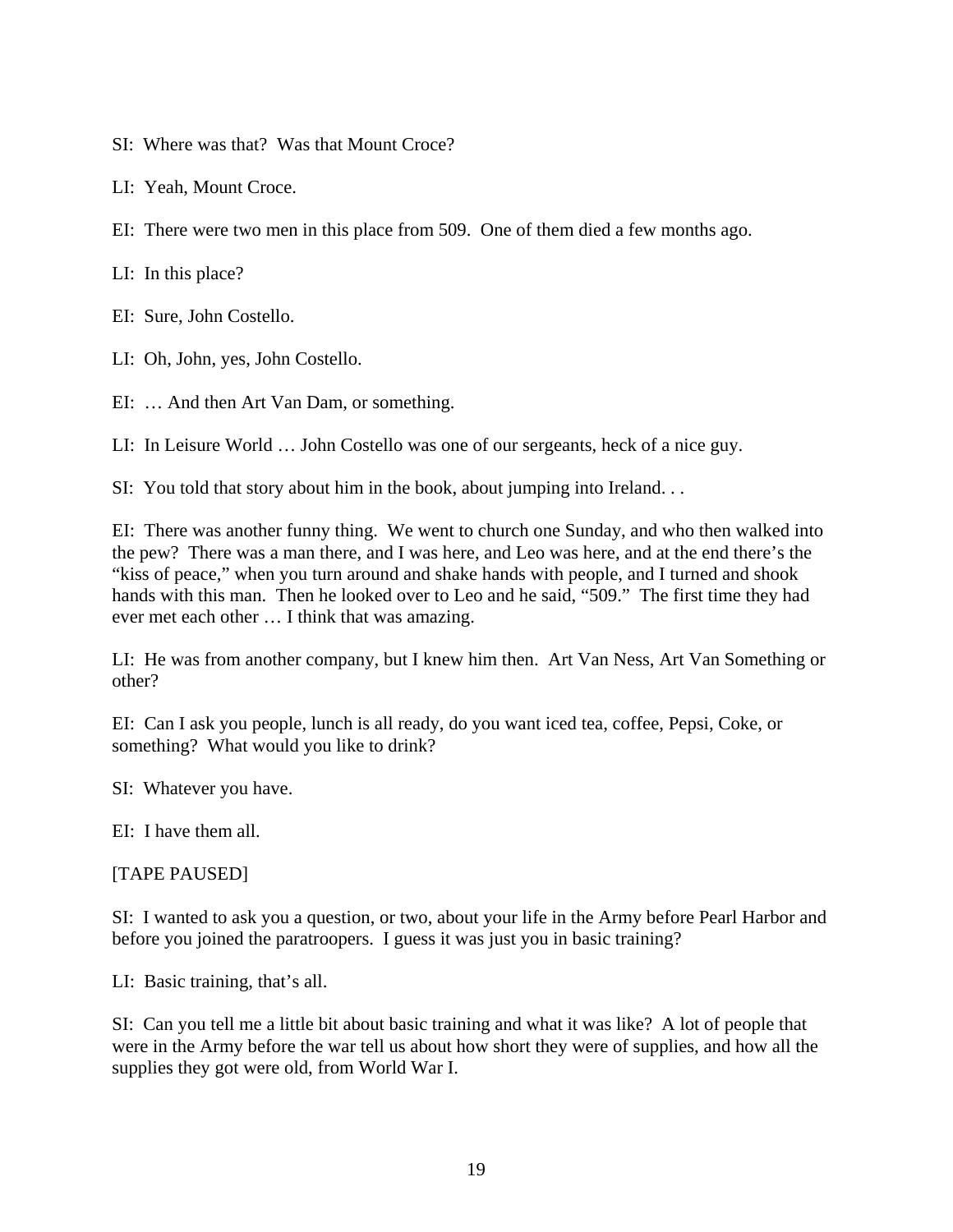SI: Where was that? Was that Mount Croce?

LI: Yeah, Mount Croce.

EI: There were two men in this place from 509. One of them died a few months ago.

LI: In this place?

EI: Sure, John Costello.

LI: Oh, John, yes, John Costello.

EI: … And then Art Van Dam, or something.

LI: In Leisure World … John Costello was one of our sergeants, heck of a nice guy.

SI: You told that story about him in the book, about jumping into Ireland. . .

EI: There was another funny thing. We went to church one Sunday, and who then walked into the pew? There was a man there, and I was here, and Leo was here, and at the end there's the "kiss of peace," when you turn around and shake hands with people, and I turned and shook hands with this man. Then he looked over to Leo and he said, "509." The first time they had ever met each other … I think that was amazing.

LI: He was from another company, but I knew him then. Art Van Ness, Art Van Something or other?

EI: Can I ask you people, lunch is all ready, do you want iced tea, coffee, Pepsi, Coke, or something? What would you like to drink?

SI: Whatever you have.

EI: I have them all.

[TAPE PAUSED]

SI: I wanted to ask you a question, or two, about your life in the Army before Pearl Harbor and before you joined the paratroopers. I guess it was just you in basic training?

LI: Basic training, that's all.

SI: Can you tell me a little bit about basic training and what it was like? A lot of people that were in the Army before the war tell us about how short they were of supplies, and how all the supplies they got were old, from World War I.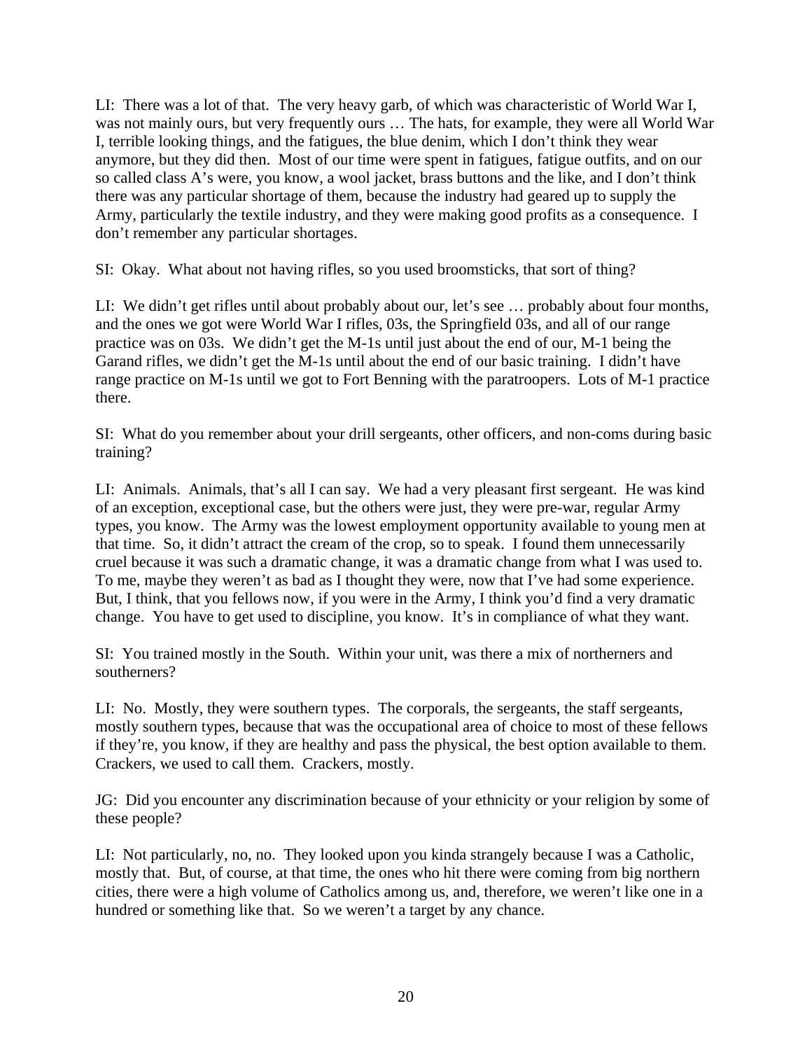LI: There was a lot of that. The very heavy garb, of which was characteristic of World War I, was not mainly ours, but very frequently ours … The hats, for example, they were all World War I, terrible looking things, and the fatigues, the blue denim, which I don't think they wear anymore, but they did then. Most of our time were spent in fatigues, fatigue outfits, and on our so called class A's were, you know, a wool jacket, brass buttons and the like, and I don't think there was any particular shortage of them, because the industry had geared up to supply the Army, particularly the textile industry, and they were making good profits as a consequence. I don't remember any particular shortages.

SI: Okay. What about not having rifles, so you used broomsticks, that sort of thing?

LI: We didn't get rifles until about probably about our, let's see … probably about four months, and the ones we got were World War I rifles, 03s, the Springfield 03s, and all of our range practice was on 03s. We didn't get the M-1s until just about the end of our, M-1 being the Garand rifles, we didn't get the M-1s until about the end of our basic training. I didn't have range practice on M-1s until we got to Fort Benning with the paratroopers. Lots of M-1 practice there.

SI: What do you remember about your drill sergeants, other officers, and non-coms during basic training?

LI: Animals. Animals, that's all I can say. We had a very pleasant first sergeant. He was kind of an exception, exceptional case, but the others were just, they were pre-war, regular Army types, you know. The Army was the lowest employment opportunity available to young men at that time. So, it didn't attract the cream of the crop, so to speak. I found them unnecessarily cruel because it was such a dramatic change, it was a dramatic change from what I was used to. To me, maybe they weren't as bad as I thought they were, now that I've had some experience. But, I think, that you fellows now, if you were in the Army, I think you'd find a very dramatic change. You have to get used to discipline, you know. It's in compliance of what they want.

SI: You trained mostly in the South. Within your unit, was there a mix of northerners and southerners?

LI: No. Mostly, they were southern types. The corporals, the sergeants, the staff sergeants, mostly southern types, because that was the occupational area of choice to most of these fellows if they're, you know, if they are healthy and pass the physical, the best option available to them. Crackers, we used to call them. Crackers, mostly.

JG: Did you encounter any discrimination because of your ethnicity or your religion by some of these people?

LI: Not particularly, no, no. They looked upon you kinda strangely because I was a Catholic, mostly that. But, of course, at that time, the ones who hit there were coming from big northern cities, there were a high volume of Catholics among us, and, therefore, we weren't like one in a hundred or something like that. So we weren't a target by any chance.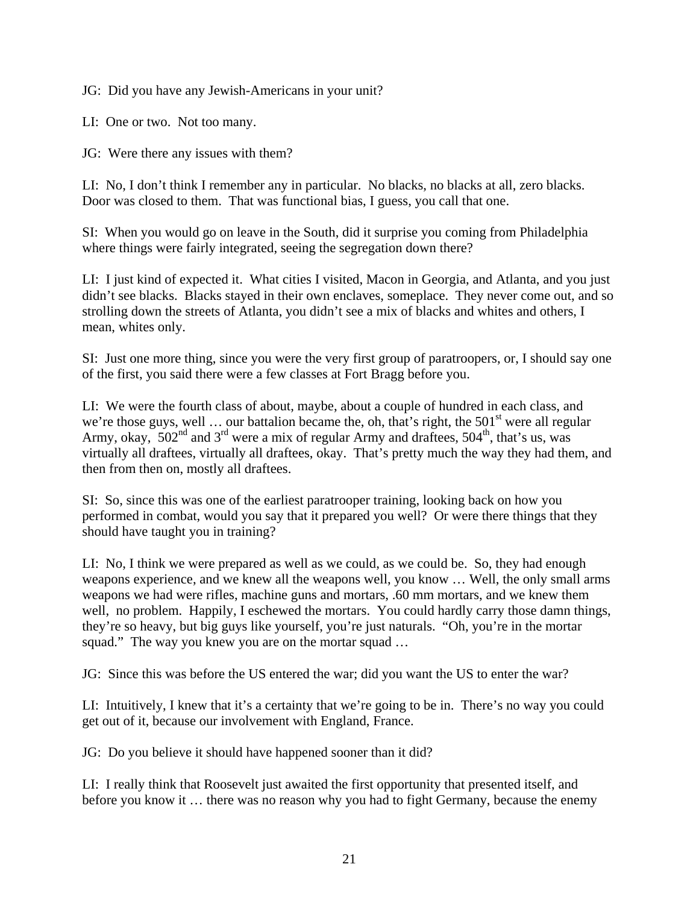JG: Did you have any Jewish-Americans in your unit?

LI: One or two. Not too many.

JG: Were there any issues with them?

LI: No, I don't think I remember any in particular. No blacks, no blacks at all, zero blacks. Door was closed to them. That was functional bias, I guess, you call that one.

SI: When you would go on leave in the South, did it surprise you coming from Philadelphia where things were fairly integrated, seeing the segregation down there?

LI: I just kind of expected it. What cities I visited, Macon in Georgia, and Atlanta, and you just didn't see blacks. Blacks stayed in their own enclaves, someplace. They never come out, and so strolling down the streets of Atlanta, you didn't see a mix of blacks and whites and others, I mean, whites only.

SI: Just one more thing, since you were the very first group of paratroopers, or, I should say one of the first, you said there were a few classes at Fort Bragg before you.

LI: We were the fourth class of about, maybe, about a couple of hundred in each class, and we're those guys, well … our battalion became the, oh, that's right, the 501st were all regular Army, okay, 502nd and 3rd were a mix of regular Army and draftees, 504th, that's us, was virtually all draftees, virtually all draftees, okay. That's pretty much the way they had them, and then from then on, mostly all draftees.

SI: So, since this was one of the earliest paratrooper training, looking back on how you performed in combat, would you say that it prepared you well? Or were there things that they should have taught you in training?

LI: No, I think we were prepared as well as we could, as we could be. So, they had enough weapons experience, and we knew all the weapons well, you know … Well, the only small arms weapons we had were rifles, machine guns and mortars, .60 mm mortars, and we knew them well, no problem. Happily, I eschewed the mortars. You could hardly carry those damn things, they're so heavy, but big guys like yourself, you're just naturals. "Oh, you're in the mortar squad." The way you knew you are on the mortar squad …

JG: Since this was before the US entered the war; did you want the US to enter the war?

LI: Intuitively, I knew that it's a certainty that we're going to be in. There's no way you could get out of it, because our involvement with England, France.

JG: Do you believe it should have happened sooner than it did?

LI: I really think that Roosevelt just awaited the first opportunity that presented itself, and before you know it … there was no reason why you had to fight Germany, because the enemy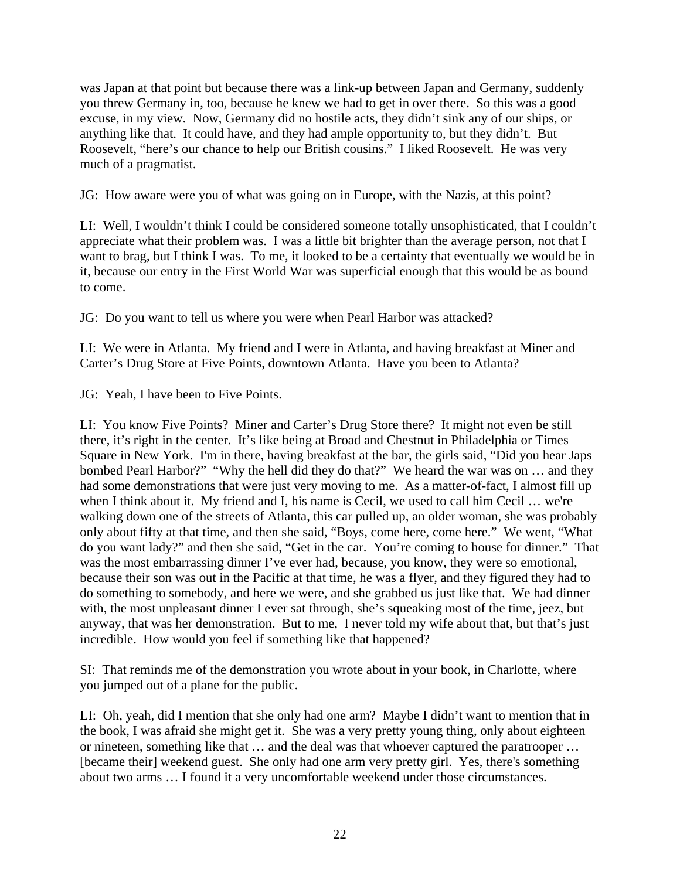was Japan at that point but because there was a link-up between Japan and Germany, suddenly you threw Germany in, too, because he knew we had to get in over there. So this was a good excuse, in my view. Now, Germany did no hostile acts, they didn't sink any of our ships, or anything like that. It could have, and they had ample opportunity to, but they didn't. But Roosevelt, "here's our chance to help our British cousins." I liked Roosevelt. He was very much of a pragmatist.

JG: How aware were you of what was going on in Europe, with the Nazis, at this point?

LI: Well, I wouldn't think I could be considered someone totally unsophisticated, that I couldn't appreciate what their problem was. I was a little bit brighter than the average person, not that I want to brag, but I think I was. To me, it looked to be a certainty that eventually we would be in it, because our entry in the First World War was superficial enough that this would be as bound to come.

JG: Do you want to tell us where you were when Pearl Harbor was attacked?

LI: We were in Atlanta. My friend and I were in Atlanta, and having breakfast at Miner and Carter's Drug Store at Five Points, downtown Atlanta. Have you been to Atlanta?

JG: Yeah, I have been to Five Points.

LI: You know Five Points? Miner and Carter's Drug Store there? It might not even be still there, it's right in the center. It's like being at Broad and Chestnut in Philadelphia or Times Square in New York. I'm in there, having breakfast at the bar, the girls said, "Did you hear Japs bombed Pearl Harbor?" "Why the hell did they do that?" We heard the war was on … and they had some demonstrations that were just very moving to me. As a matter-of-fact, I almost fill up when I think about it. My friend and I, his name is Cecil, we used to call him Cecil … we're walking down one of the streets of Atlanta, this car pulled up, an older woman, she was probably only about fifty at that time, and then she said, "Boys, come here, come here." We went, "What do you want lady?" and then she said, "Get in the car. You're coming to house for dinner." That was the most embarrassing dinner I've ever had, because, you know, they were so emotional, because their son was out in the Pacific at that time, he was a flyer, and they figured they had to do something to somebody, and here we were, and she grabbed us just like that. We had dinner with, the most unpleasant dinner I ever sat through, she's squeaking most of the time, jeez, but anyway, that was her demonstration. But to me, I never told my wife about that, but that's just incredible. How would you feel if something like that happened?

SI: That reminds me of the demonstration you wrote about in your book, in Charlotte, where you jumped out of a plane for the public.

LI: Oh, yeah, did I mention that she only had one arm? Maybe I didn't want to mention that in the book, I was afraid she might get it. She was a very pretty young thing, only about eighteen or nineteen, something like that … and the deal was that whoever captured the paratrooper … [became their] weekend guest. She only had one arm very pretty girl. Yes, there's something about two arms … I found it a very uncomfortable weekend under those circumstances.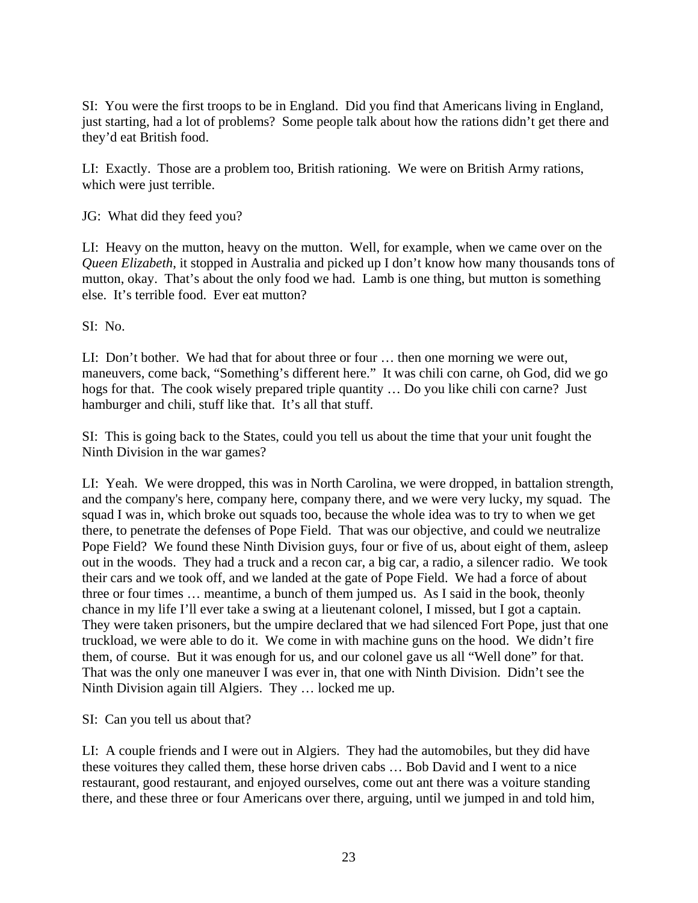SI: You were the first troops to be in England. Did you find that Americans living in England, just starting, had a lot of problems? Some people talk about how the rations didn't get there and they'd eat British food.

LI: Exactly. Those are a problem too, British rationing. We were on British Army rations, which were just terrible.

JG: What did they feed you?

LI: Heavy on the mutton, heavy on the mutton. Well, for example, when we came over on the *Queen Elizabeth*, it stopped in Australia and picked up I don't know how many thousands tons of mutton, okay. That's about the only food we had. Lamb is one thing, but mutton is something else. It's terrible food. Ever eat mutton?

SI: No.

LI: Don't bother. We had that for about three or four … then one morning we were out, maneuvers, come back, "Something's different here." It was chili con carne, oh God, did we go hogs for that. The cook wisely prepared triple quantity … Do you like chili con carne? Just hamburger and chili, stuff like that. It's all that stuff.

SI: This is going back to the States, could you tell us about the time that your unit fought the Ninth Division in the war games?

LI: Yeah. We were dropped, this was in North Carolina, we were dropped, in battalion strength, and the company's here, company here, company there, and we were very lucky, my squad. The squad I was in, which broke out squads too, because the whole idea was to try to when we get there, to penetrate the defenses of Pope Field. That was our objective, and could we neutralize Pope Field? We found these Ninth Division guys, four or five of us, about eight of them, asleep out in the woods. They had a truck and a recon car, a big car, a radio, a silencer radio. We took their cars and we took off, and we landed at the gate of Pope Field. We had a force of about three or four times … meantime, a bunch of them jumped us. As I said in the book, theonly chance in my life I'll ever take a swing at a lieutenant colonel, I missed, but I got a captain. They were taken prisoners, but the umpire declared that we had silenced Fort Pope, just that one truckload, we were able to do it. We come in with machine guns on the hood. We didn't fire them, of course. But it was enough for us, and our colonel gave us all "Well done" for that. That was the only one maneuver I was ever in, that one with Ninth Division. Didn't see the Ninth Division again till Algiers. They … locked me up.

SI: Can you tell us about that?

LI: A couple friends and I were out in Algiers. They had the automobiles, but they did have these voitures they called them, these horse driven cabs … Bob David and I went to a nice restaurant, good restaurant, and enjoyed ourselves, come out ant there was a voiture standing there, and these three or four Americans over there, arguing, until we jumped in and told him,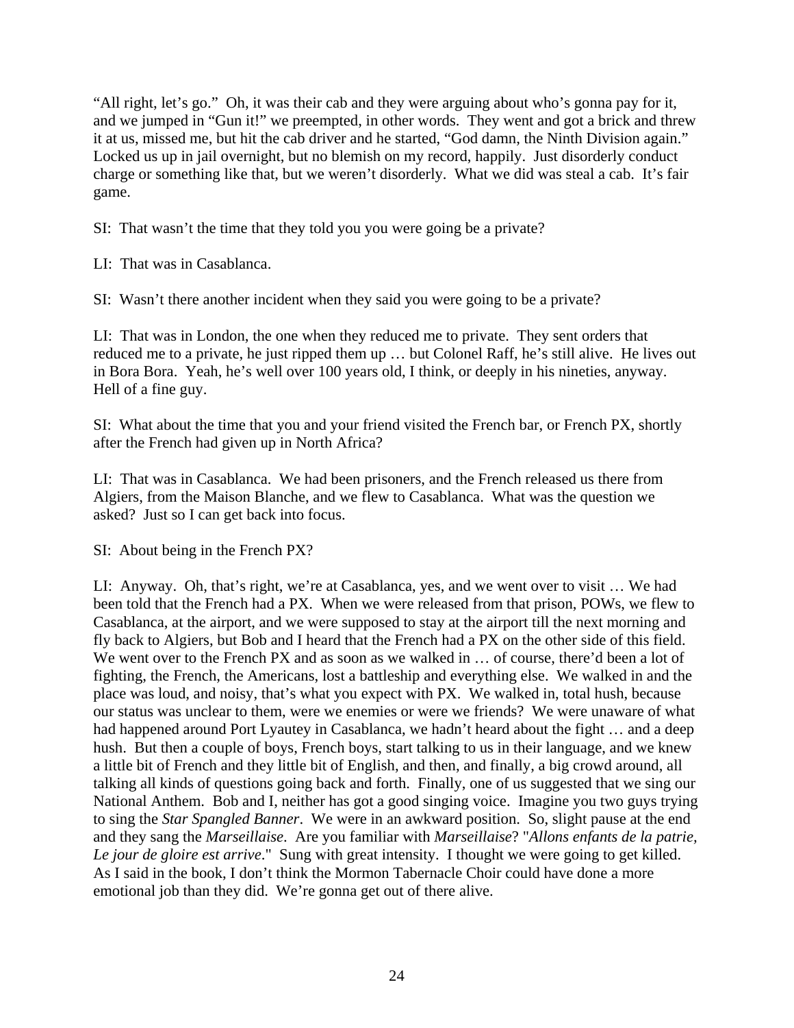"All right, let's go." Oh, it was their cab and they were arguing about who's gonna pay for it, and we jumped in "Gun it!" we preempted, in other words. They went and got a brick and threw it at us, missed me, but hit the cab driver and he started, "God damn, the Ninth Division again." Locked us up in jail overnight, but no blemish on my record, happily. Just disorderly conduct charge or something like that, but we weren't disorderly. What we did was steal a cab. It's fair game.

SI: That wasn't the time that they told you you were going be a private?

LI: That was in Casablanca.

SI: Wasn't there another incident when they said you were going to be a private?

LI: That was in London, the one when they reduced me to private. They sent orders that reduced me to a private, he just ripped them up … but Colonel Raff, he's still alive. He lives out in Bora Bora. Yeah, he's well over 100 years old, I think, or deeply in his nineties, anyway. Hell of a fine guy.

SI: What about the time that you and your friend visited the French bar, or French PX, shortly after the French had given up in North Africa?

LI: That was in Casablanca. We had been prisoners, and the French released us there from Algiers, from the Maison Blanche, and we flew to Casablanca. What was the question we asked? Just so I can get back into focus.

SI: About being in the French PX?

LI: Anyway. Oh, that's right, we're at Casablanca, yes, and we went over to visit … We had been told that the French had a PX. When we were released from that prison, POWs, we flew to Casablanca, at the airport, and we were supposed to stay at the airport till the next morning and fly back to Algiers, but Bob and I heard that the French had a PX on the other side of this field. We went over to the French PX and as soon as we walked in … of course, there'd been a lot of fighting, the French, the Americans, lost a battleship and everything else. We walked in and the place was loud, and noisy, that's what you expect with PX. We walked in, total hush, because our status was unclear to them, were we enemies or were we friends? We were unaware of what had happened around Port Lyautey in Casablanca, we hadn't heard about the fight … and a deep hush. But then a couple of boys, French boys, start talking to us in their language, and we knew a little bit of French and they little bit of English, and then, and finally, a big crowd around, all talking all kinds of questions going back and forth. Finally, one of us suggested that we sing our National Anthem. Bob and I, neither has got a good singing voice. Imagine you two guys trying to sing the *Star Spangled Banner*. We were in an awkward position. So, slight pause at the end and they sang the *Marseillaise*. Are you familiar with *Marseillaise*? "*Allons enfants de la patrie, Le jour de gloire est arrive*." Sung with great intensity. I thought we were going to get killed. As I said in the book, I don't think the Mormon Tabernacle Choir could have done a more emotional job than they did. We're gonna get out of there alive.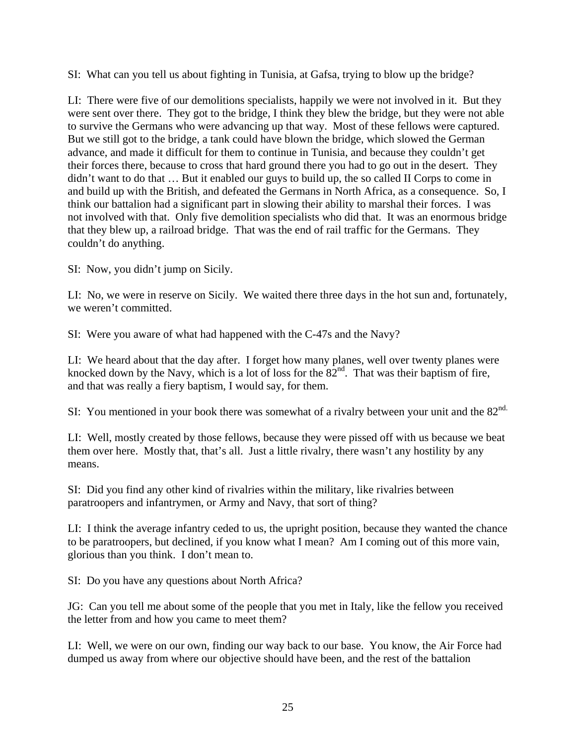SI: What can you tell us about fighting in Tunisia, at Gafsa, trying to blow up the bridge?

LI: There were five of our demolitions specialists, happily we were not involved in it. But they were sent over there. They got to the bridge, I think they blew the bridge, but they were not able to survive the Germans who were advancing up that way. Most of these fellows were captured. But we still got to the bridge, a tank could have blown the bridge, which slowed the German advance, and made it difficult for them to continue in Tunisia, and because they couldn't get their forces there, because to cross that hard ground there you had to go out in the desert. They didn't want to do that … But it enabled our guys to build up, the so called II Corps to come in and build up with the British, and defeated the Germans in North Africa, as a consequence. So, I think our battalion had a significant part in slowing their ability to marshal their forces. I was not involved with that. Only five demolition specialists who did that. It was an enormous bridge that they blew up, a railroad bridge. That was the end of rail traffic for the Germans. They couldn't do anything.

SI: Now, you didn't jump on Sicily.

LI: No, we were in reserve on Sicily. We waited there three days in the hot sun and, fortunately, we weren't committed.

SI: Were you aware of what had happened with the C-47s and the Navy?

LI: We heard about that the day after. I forget how many planes, well over twenty planes were knocked down by the Navy, which is a lot of loss for the 82nd. That was their baptism of fire, and that was really a fiery baptism, I would say, for them.

SI: You mentioned in your book there was somewhat of a rivalry between your unit and the 82nd.

LI: Well, mostly created by those fellows, because they were pissed off with us because we beat them over here. Mostly that, that's all. Just a little rivalry, there wasn't any hostility by any means.

SI: Did you find any other kind of rivalries within the military, like rivalries between paratroopers and infantrymen, or Army and Navy, that sort of thing?

LI: I think the average infantry ceded to us, the upright position, because they wanted the chance to be paratroopers, but declined, if you know what I mean? Am I coming out of this more vain, glorious than you think. I don't mean to.

SI: Do you have any questions about North Africa?

JG: Can you tell me about some of the people that you met in Italy, like the fellow you received the letter from and how you came to meet them?

LI: Well, we were on our own, finding our way back to our base. You know, the Air Force had dumped us away from where our objective should have been, and the rest of the battalion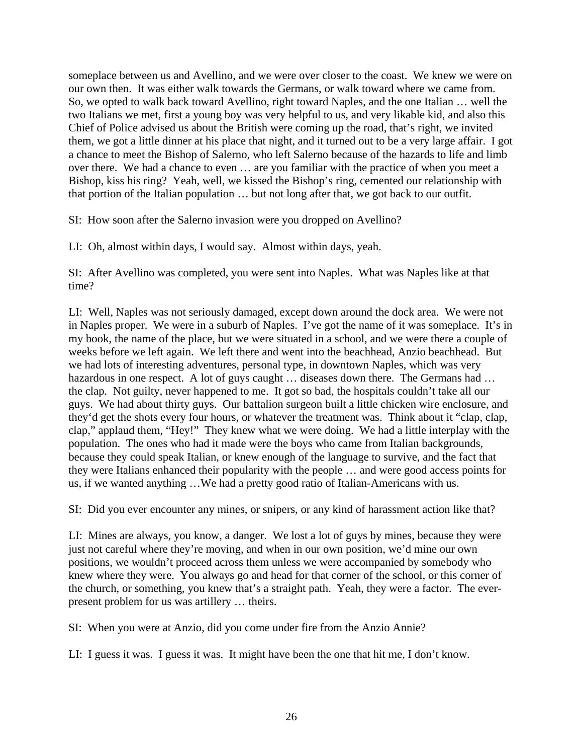someplace between us and Avellino, and we were over closer to the coast. We knew we were on our own then. It was either walk towards the Germans, or walk toward where we came from. So, we opted to walk back toward Avellino, right toward Naples, and the one Italian … well the two Italians we met, first a young boy was very helpful to us, and very likable kid, and also this Chief of Police advised us about the British were coming up the road, that's right, we invited them, we got a little dinner at his place that night, and it turned out to be a very large affair. I got a chance to meet the Bishop of Salerno, who left Salerno because of the hazards to life and limb over there. We had a chance to even … are you familiar with the practice of when you meet a Bishop, kiss his ring? Yeah, well, we kissed the Bishop's ring, cemented our relationship with that portion of the Italian population … but not long after that, we got back to our outfit.

SI: How soon after the Salerno invasion were you dropped on Avellino?

LI: Oh, almost within days, I would say. Almost within days, yeah.

SI: After Avellino was completed, you were sent into Naples. What was Naples like at that time?

LI: Well, Naples was not seriously damaged, except down around the dock area. We were not in Naples proper. We were in a suburb of Naples. I've got the name of it was someplace. It's in my book, the name of the place, but we were situated in a school, and we were there a couple of weeks before we left again. We left there and went into the beachhead, Anzio beachhead. But we had lots of interesting adventures, personal type, in downtown Naples, which was very hazardous in one respect. A lot of guys caught … diseases down there. The Germans had … the clap. Not guilty, never happened to me. It got so bad, the hospitals couldn't take all our guys. We had about thirty guys. Our battalion surgeon built a little chicken wire enclosure, and they'd get the shots every four hours, or whatever the treatment was. Think about it "clap, clap, clap," applaud them, "Hey!" They knew what we were doing. We had a little interplay with the population. The ones who had it made were the boys who came from Italian backgrounds, because they could speak Italian, or knew enough of the language to survive, and the fact that they were Italians enhanced their popularity with the people … and were good access points for us, if we wanted anything …We had a pretty good ratio of Italian-Americans with us.

SI: Did you ever encounter any mines, or snipers, or any kind of harassment action like that?

LI: Mines are always, you know, a danger. We lost a lot of guys by mines, because they were just not careful where they're moving, and when in our own position, we'd mine our own positions, we wouldn't proceed across them unless we were accompanied by somebody who knew where they were. You always go and head for that corner of the school, or this corner of the church, or something, you knew that's a straight path. Yeah, they were a factor. The ever-present problem for us was artillery … theirs.

SI: When you were at Anzio, did you come under fire from the Anzio Annie?

LI: I guess it was. I guess it was. It might have been the one that hit me, I don't know.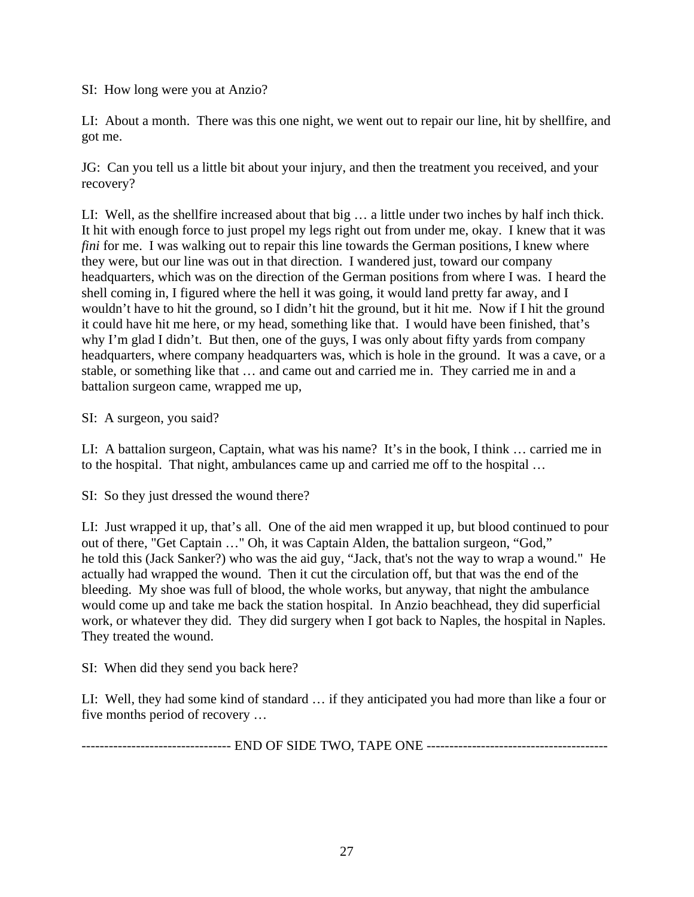SI: How long were you at Anzio?

LI: About a month. There was this one night, we went out to repair our line, hit by shellfire, and got me.

JG: Can you tell us a little bit about your injury, and then the treatment you received, and your recovery?

LI: Well, as the shellfire increased about that big … a little under two inches by half inch thick. It hit with enough force to just propel my legs right out from under me, okay. I knew that it was *fini* for me. I was walking out to repair this line towards the German positions, I knew where they were, but our line was out in that direction. I wandered just, toward our company headquarters, which was on the direction of the German positions from where I was. I heard the shell coming in, I figured where the hell it was going, it would land pretty far away, and I wouldn't have to hit the ground, so I didn't hit the ground, but it hit me. Now if I hit the ground it could have hit me here, or my head, something like that. I would have been finished, that's why I'm glad I didn't. But then, one of the guys, I was only about fifty yards from company headquarters, where company headquarters was, which is hole in the ground. It was a cave, or a stable, or something like that … and came out and carried me in. They carried me in and a battalion surgeon came, wrapped me up,

SI: A surgeon, you said?

LI: A battalion surgeon, Captain, what was his name? It's in the book, I think … carried me in to the hospital. That night, ambulances came up and carried me off to the hospital …

SI: So they just dressed the wound there?

LI: Just wrapped it up, that's all. One of the aid men wrapped it up, but blood continued to pour out of there, "Get Captain …" Oh, it was Captain Alden, the battalion surgeon, "God," he told this (Jack Sanker?) who was the aid guy, "Jack, that's not the way to wrap a wound." He actually had wrapped the wound. Then it cut the circulation off, but that was the end of the bleeding. My shoe was full of blood, the whole works, but anyway, that night the ambulance would come up and take me back the station hospital. In Anzio beachhead, they did superficial work, or whatever they did. They did surgery when I got back to Naples, the hospital in Naples. They treated the wound.

SI: When did they send you back here?

LI: Well, they had some kind of standard … if they anticipated you had more than like a four or five months period of recovery …

-------------------------------- END OF SIDE TWO, TAPE ONE ---------------------------------------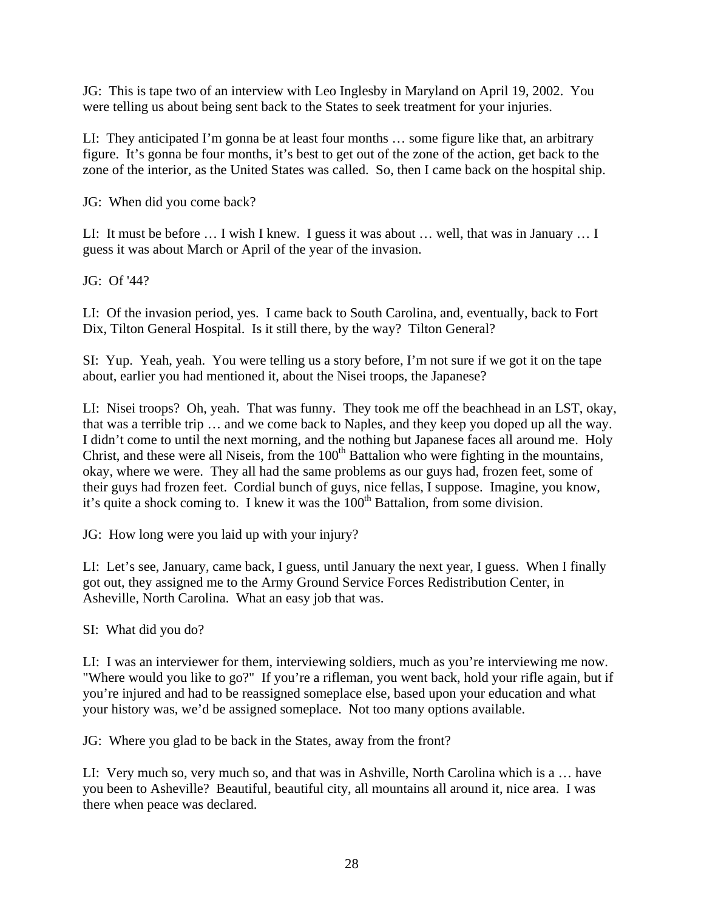JG: This is tape two of an interview with Leo Inglesby in Maryland on April 19, 2002. You were telling us about being sent back to the States to seek treatment for your injuries.

LI: They anticipated I'm gonna be at least four months … some figure like that, an arbitrary figure. It's gonna be four months, it's best to get out of the zone of the action, get back to the zone of the interior, as the United States was called. So, then I came back on the hospital ship.

JG: When did you come back?

LI: It must be before … I wish I knew. I guess it was about … well, that was in January … I guess it was about March or April of the year of the invasion.

JG: Of '44?

LI: Of the invasion period, yes. I came back to South Carolina, and, eventually, back to Fort Dix, Tilton General Hospital. Is it still there, by the way? Tilton General?

SI: Yup. Yeah, yeah. You were telling us a story before, I'm not sure if we got it on the tape about, earlier you had mentioned it, about the Nisei troops, the Japanese?

LI: Nisei troops? Oh, yeah. That was funny. They took me off the beachhead in an LST, okay, that was a terrible trip … and we come back to Naples, and they keep you doped up all the way. I didn't come to until the next morning, and the nothing but Japanese faces all around me. Holy Christ, and these were all Niseis, from the 100th Battalion who were fighting in the mountains, okay, where we were. They all had the same problems as our guys had, frozen feet, some of their guys had frozen feet. Cordial bunch of guys, nice fellas, I suppose. Imagine, you know, it's quite a shock coming to. I knew it was the 100th Battalion, from some division.

JG: How long were you laid up with your injury?

LI: Let's see, January, came back, I guess, until January the next year, I guess. When I finally got out, they assigned me to the Army Ground Service Forces Redistribution Center, in Asheville, North Carolina. What an easy job that was.

SI: What did you do?

LI: I was an interviewer for them, interviewing soldiers, much as you're interviewing me now. "Where would you like to go?" If you're a rifleman, you went back, hold your rifle again, but if you're injured and had to be reassigned someplace else, based upon your education and what your history was, we'd be assigned someplace. Not too many options available.

JG: Where you glad to be back in the States, away from the front?

LI: Very much so, very much so, and that was in Ashville, North Carolina which is a … have you been to Asheville? Beautiful, beautiful city, all mountains all around it, nice area. I was there when peace was declared.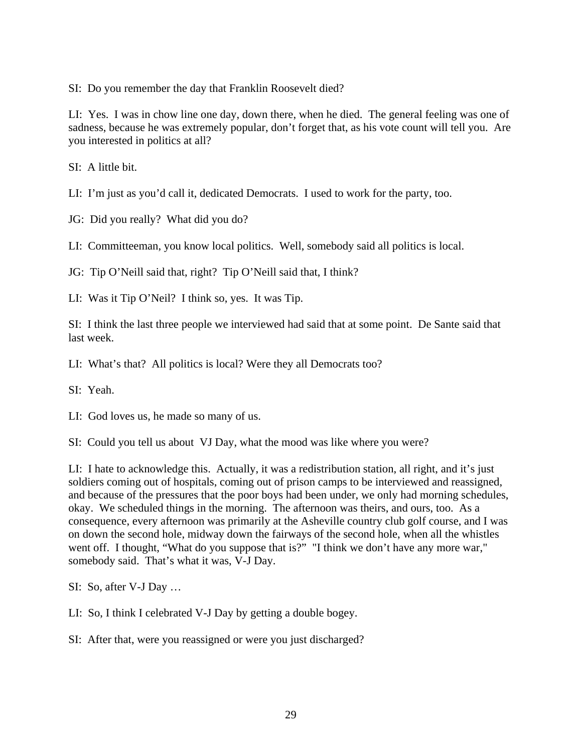SI: Do you remember the day that Franklin Roosevelt died?

LI: Yes. I was in chow line one day, down there, when he died. The general feeling was one of sadness, because he was extremely popular, don't forget that, as his vote count will tell you. Are you interested in politics at all?

SI: A little bit.

LI: I'm just as you'd call it, dedicated Democrats. I used to work for the party, too.

JG: Did you really? What did you do?

LI: Committeeman, you know local politics. Well, somebody said all politics is local.

JG: Tip O'Neill said that, right? Tip O'Neill said that, I think?

LI: Was it Tip O'Neil? I think so, yes. It was Tip.

SI: I think the last three people we interviewed had said that at some point. De Sante said that last week.

LI: What's that? All politics is local? Were they all Democrats too?

SI: Yeah.

LI: God loves us, he made so many of us.

SI: Could you tell us about VJ Day, what the mood was like where you were?

LI: I hate to acknowledge this. Actually, it was a redistribution station, all right, and it's just soldiers coming out of hospitals, coming out of prison camps to be interviewed and reassigned, and because of the pressures that the poor boys had been under, we only had morning schedules, okay. We scheduled things in the morning. The afternoon was theirs, and ours, too. As a consequence, every afternoon was primarily at the Asheville country club golf course, and I was on down the second hole, midway down the fairways of the second hole, when all the whistles went off. I thought, "What do you suppose that is?" "I think we don't have any more war," somebody said. That's what it was, V-J Day.

SI: So, after V-J Day …

LI: So, I think I celebrated V-J Day by getting a double bogey.

SI: After that, were you reassigned or were you just discharged?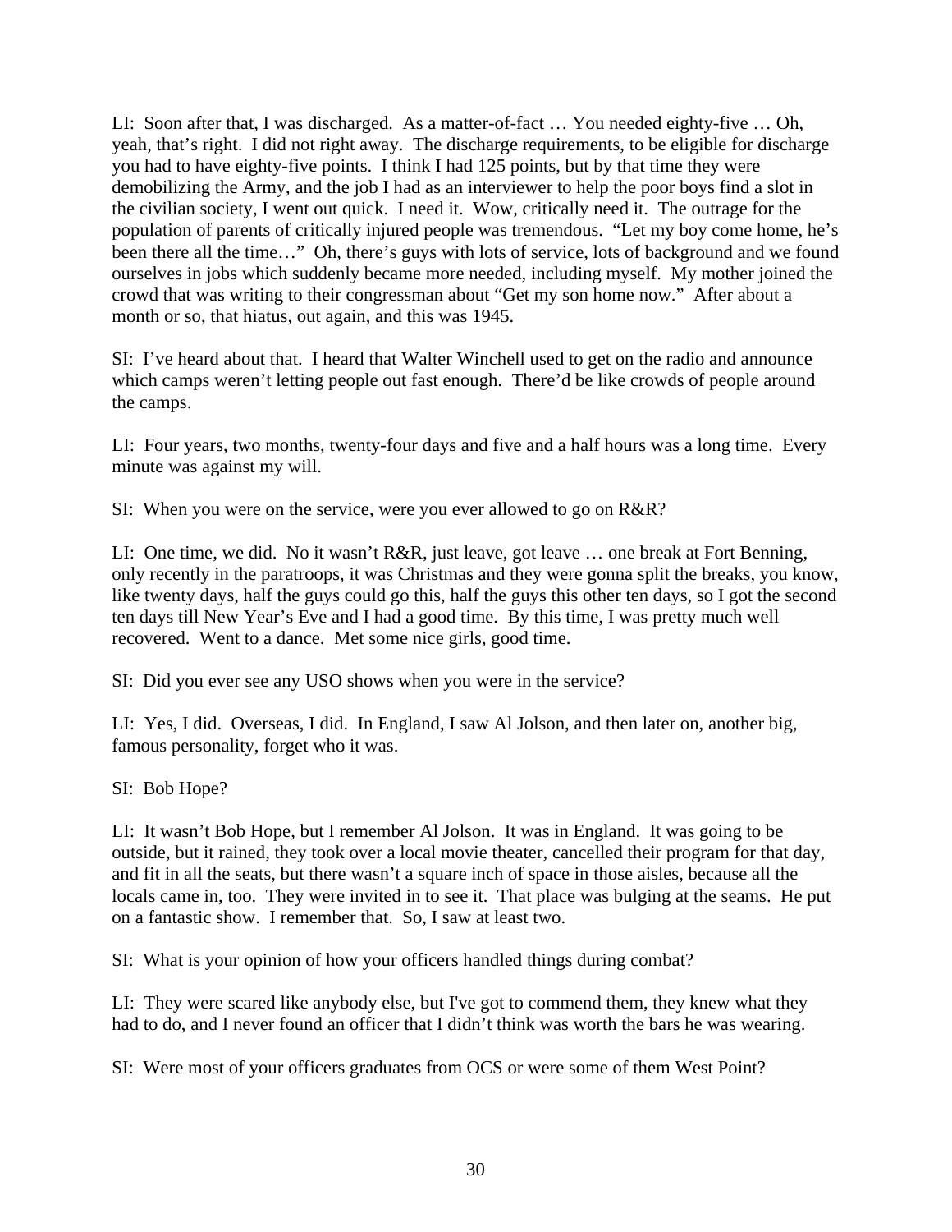LI: Soon after that, I was discharged. As a matter-of-fact … You needed eighty-five … Oh, yeah, that's right. I did not right away. The discharge requirements, to be eligible for discharge you had to have eighty-five points. I think I had 125 points, but by that time they were demobilizing the Army, and the job I had as an interviewer to help the poor boys find a slot in the civilian society, I went out quick. I need it. Wow, critically need it. The outrage for the population of parents of critically injured people was tremendous. "Let my boy come home, he's been there all the time…" Oh, there's guys with lots of service, lots of background and we found ourselves in jobs which suddenly became more needed, including myself. My mother joined the crowd that was writing to their congressman about "Get my son home now." After about a month or so, that hiatus, out again, and this was 1945.

SI: I've heard about that. I heard that Walter Winchell used to get on the radio and announce which camps weren't letting people out fast enough. There'd be like crowds of people around the camps.

LI: Four years, two months, twenty-four days and five and a half hours was a long time. Every minute was against my will.

SI: When you were on the service, were you ever allowed to go on R&R?

LI: One time, we did. No it wasn't R&R, just leave, got leave … one break at Fort Benning, only recently in the paratroops, it was Christmas and they were gonna split the breaks, you know, like twenty days, half the guys could go this, half the guys this other ten days, so I got the second ten days till New Year's Eve and I had a good time. By this time, I was pretty much well recovered. Went to a dance. Met some nice girls, good time.

SI: Did you ever see any USO shows when you were in the service?

LI: Yes, I did. Overseas, I did. In England, I saw Al Jolson, and then later on, another big, famous personality, forget who it was.

SI: Bob Hope?

LI: It wasn't Bob Hope, but I remember Al Jolson. It was in England. It was going to be outside, but it rained, they took over a local movie theater, cancelled their program for that day, and fit in all the seats, but there wasn't a square inch of space in those aisles, because all the locals came in, too. They were invited in to see it. That place was bulging at the seams. He put on a fantastic show. I remember that. So, I saw at least two.

SI: What is your opinion of how your officers handled things during combat?

LI: They were scared like anybody else, but I've got to commend them, they knew what they had to do, and I never found an officer that I didn't think was worth the bars he was wearing.

SI: Were most of your officers graduates from OCS or were some of them West Point?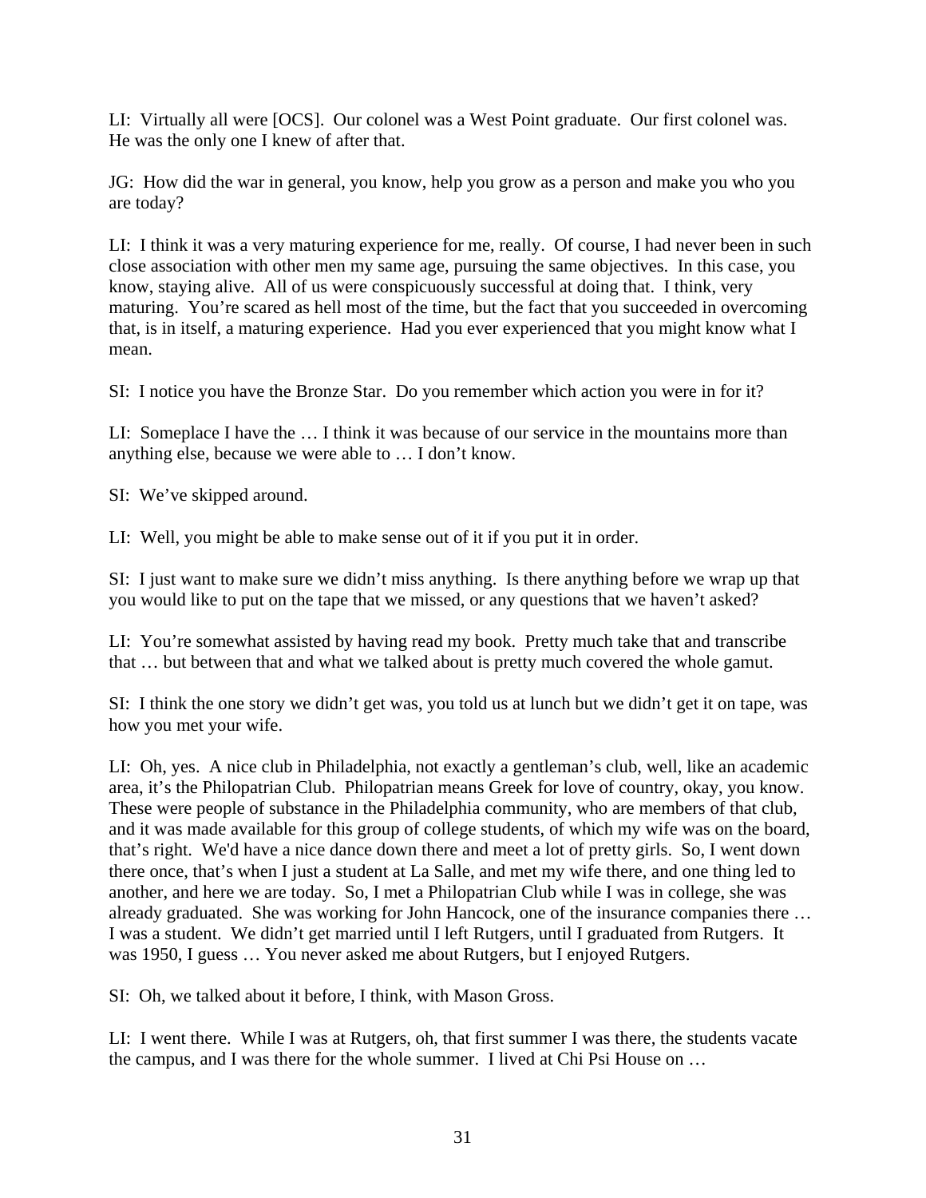LI: Virtually all were [OCS]. Our colonel was a West Point graduate. Our first colonel was. He was the only one I knew of after that.

JG: How did the war in general, you know, help you grow as a person and make you who you are today?

LI: I think it was a very maturing experience for me, really. Of course, I had never been in such close association with other men my same age, pursuing the same objectives. In this case, you know, staying alive. All of us were conspicuously successful at doing that. I think, very maturing. You're scared as hell most of the time, but the fact that you succeeded in overcoming that, is in itself, a maturing experience. Had you ever experienced that you might know what I mean.

SI: I notice you have the Bronze Star. Do you remember which action you were in for it?

LI: Someplace I have the … I think it was because of our service in the mountains more than anything else, because we were able to … I don't know.

SI: We've skipped around.

LI: Well, you might be able to make sense out of it if you put it in order.

SI: I just want to make sure we didn't miss anything. Is there anything before we wrap up that you would like to put on the tape that we missed, or any questions that we haven't asked?

LI: You're somewhat assisted by having read my book. Pretty much take that and transcribe that … but between that and what we talked about is pretty much covered the whole gamut.

SI: I think the one story we didn't get was, you told us at lunch but we didn't get it on tape, was how you met your wife.

LI: Oh, yes. A nice club in Philadelphia, not exactly a gentleman's club, well, like an academic area, it's the Philopatrian Club. Philopatrian means Greek for love of country, okay, you know. These were people of substance in the Philadelphia community, who are members of that club, and it was made available for this group of college students, of which my wife was on the board, that's right. We'd have a nice dance down there and meet a lot of pretty girls. So, I went down there once, that's when I just a student at La Salle, and met my wife there, and one thing led to another, and here we are today. So, I met a Philopatrian Club while I was in college, she was already graduated. She was working for John Hancock, one of the insurance companies there … I was a student. We didn't get married until I left Rutgers, until I graduated from Rutgers. It was 1950, I guess … You never asked me about Rutgers, but I enjoyed Rutgers.

SI: Oh, we talked about it before, I think, with Mason Gross.

LI: I went there. While I was at Rutgers, oh, that first summer I was there, the students vacate the campus, and I was there for the whole summer. I lived at Chi Psi House on …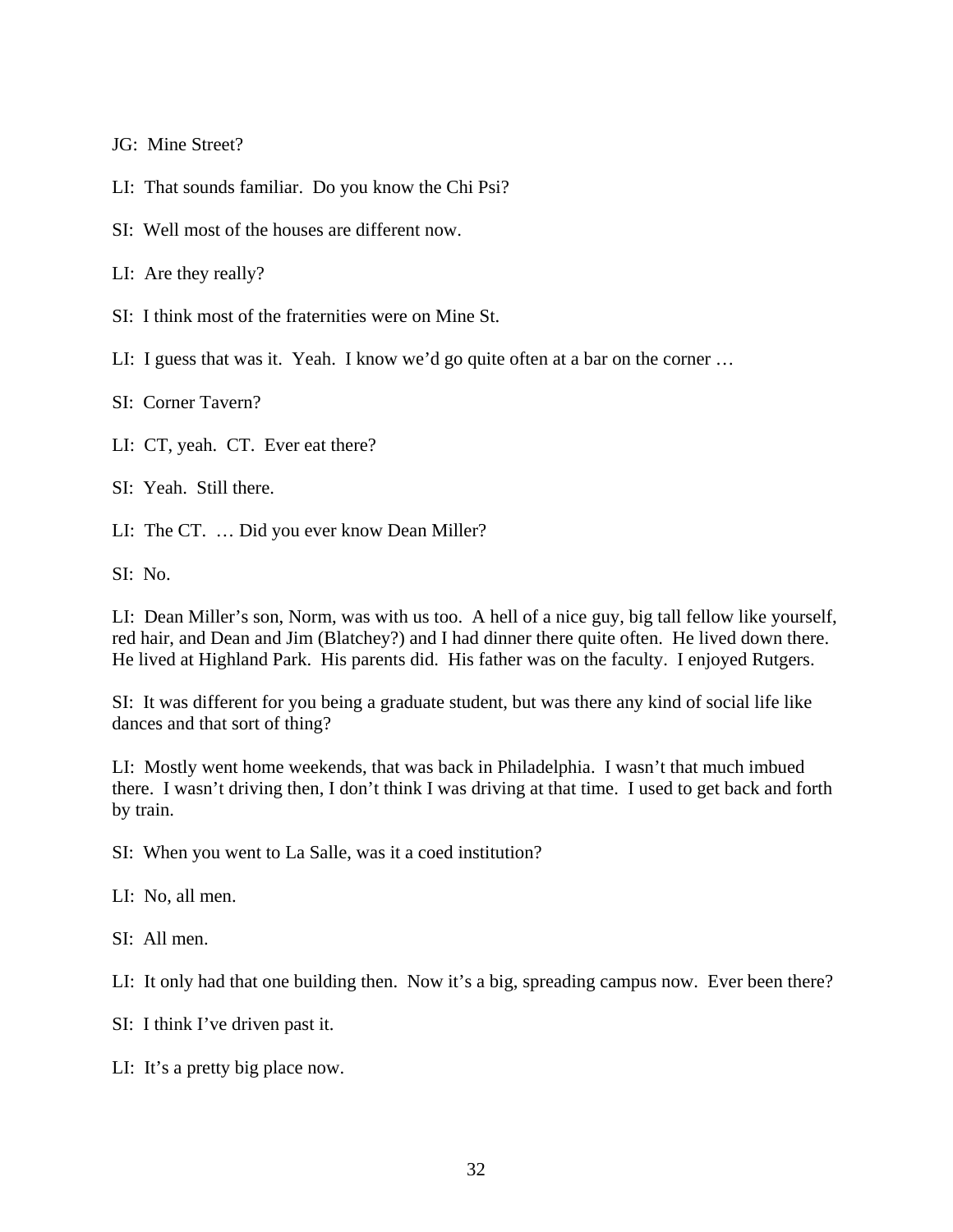JG: Mine Street?

LI: That sounds familiar. Do you know the Chi Psi?

SI: Well most of the houses are different now.

LI: Are they really?

SI: I think most of the fraternities were on Mine St.

LI: I guess that was it. Yeah. I know we'd go quite often at a bar on the corner …

SI: Corner Tavern?

LI: CT, yeah. CT. Ever eat there?

SI: Yeah. Still there.

LI: The CT. … Did you ever know Dean Miller?

SI: No.

LI: Dean Miller's son, Norm, was with us too. A hell of a nice guy, big tall fellow like yourself, red hair, and Dean and Jim (Blatchey?) and I had dinner there quite often. He lived down there. He lived at Highland Park. His parents did. His father was on the faculty. I enjoyed Rutgers.

SI: It was different for you being a graduate student, but was there any kind of social life like dances and that sort of thing?

LI: Mostly went home weekends, that was back in Philadelphia. I wasn't that much imbued there. I wasn't driving then, I don't think I was driving at that time. I used to get back and forth by train.

SI: When you went to La Salle, was it a coed institution?

LI: No, all men.

SI: All men.

LI: It only had that one building then. Now it's a big, spreading campus now. Ever been there?

SI: I think I've driven past it.

LI: It's a pretty big place now.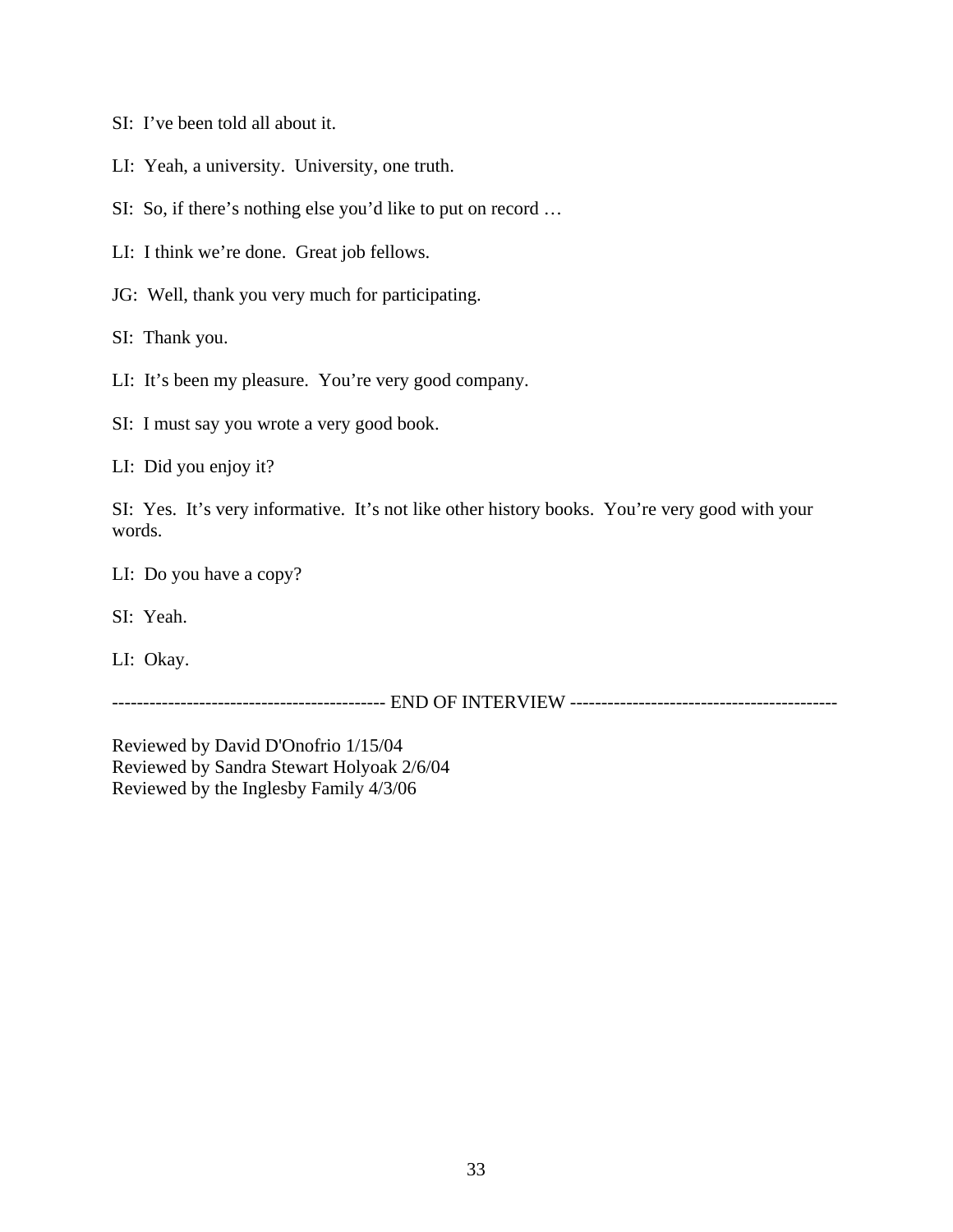SI: I've been told all about it.

LI: Yeah, a university. University, one truth.

SI: So, if there's nothing else you'd like to put on record …

LI: I think we're done. Great job fellows.

JG: Well, thank you very much for participating.

SI: Thank you.

LI: It's been my pleasure. You're very good company.

SI: I must say you wrote a very good book.

LI: Did you enjoy it?

SI: Yes. It's very informative. It's not like other history books. You're very good with your words.

LI: Do you have a copy?

SI: Yeah.

LI: Okay.

-------------------------------------------- END OF INTERVIEW -------------------------------------------

Reviewed by David D'Onofrio 1/15/04
Reviewed by Sandra Stewart Holyoak 2/6/04
Reviewed by the Inglesby Family 4/3/06